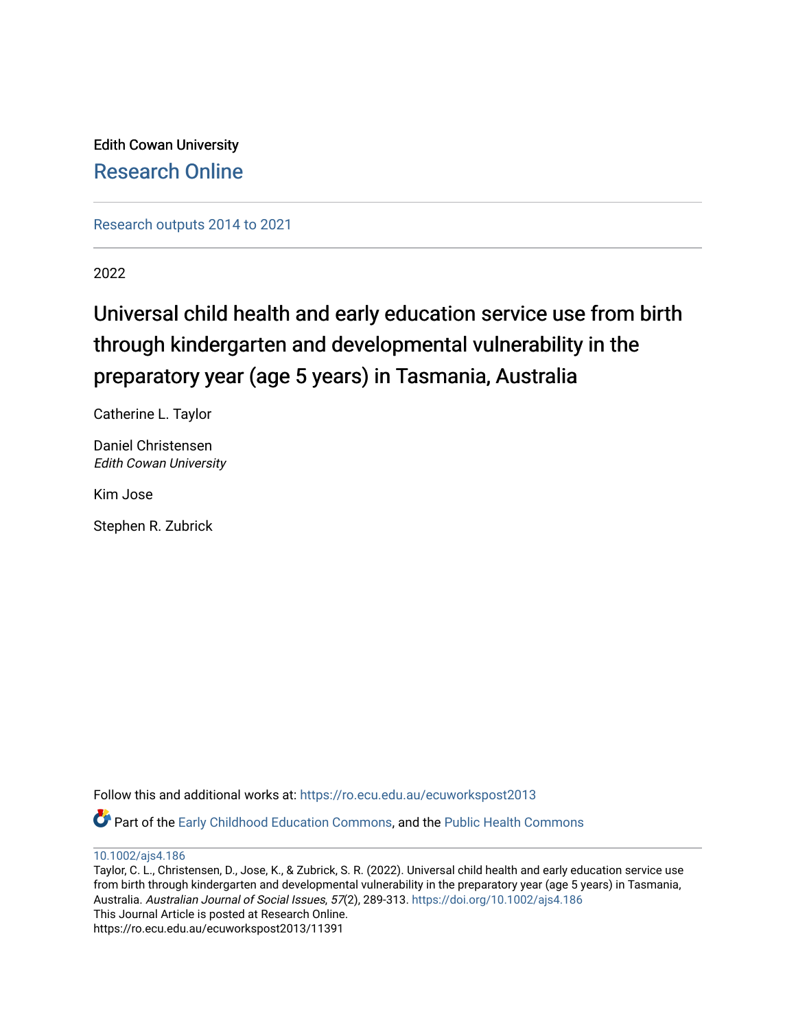Edith Cowan University

# Research Online

Research outputs 2014 to 2021

2022

# Universal child health and early education service use from birth through kindergarten and developmental vulnerability in the preparatory year (age 5 years) in Tasmania, Australia

Catherine L. Taylor

Daniel Christensen
*Edith Cowan University*

Kim Jose

Stephen R. Zubrick

Follow this and additional works at: https://ro.ecu.edu.au/ecuworkspost2013

Part of the Early Childhood Education Commons, and the Public Health Commons

10.1002/ajs4.186

Taylor, C. L., Christensen, D., Jose, K., & Zubrick, S. R. (2022). Universal child health and early education service use from birth through kindergarten and developmental vulnerability in the preparatory year (age 5 years) in Tasmania, Australia. *Australian Journal of Social Issues*, *57*(2), 289-313. https://doi.org/10.1002/ajs4.186
This Journal Article is posted at Research Online.
https://ro.ecu.edu.au/ecuworkspost2013/11391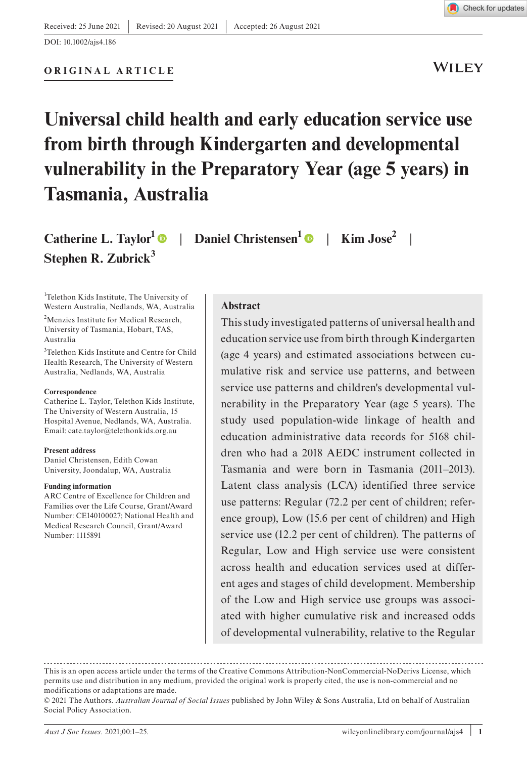Received: 25 June 2021 | Revised: 20 August 2021 | Accepted: 26 August 2021

DOI: 10.1002/ajs4.186

**ORIGINAL ARTICLE**

# Universal child health and early education service use from birth through Kindergarten and developmental vulnerability in the Preparatory Year (age 5 years) in Tasmania, Australia

**Catherine L. Taylor**[1] | **Daniel Christensen**[1] | **Kim Jose**[2] | **Stephen R. Zubrick**[3]

[1]Telethon Kids Institute, The University of Western Australia, Nedlands, WA, Australia

[2]Menzies Institute for Medical Research, University of Tasmania, Hobart, TAS, Australia

[3]Telethon Kids Institute and Centre for Child Health Research, The University of Western Australia, Nedlands, WA, Australia

**Correspondence**
Catherine L. Taylor, Telethon Kids Institute, The University of Western Australia, 15 Hospital Avenue, Nedlands, WA, Australia.
Email: cate.taylor@telethonkids.org.au

**Present address**
Daniel Christensen, Edith Cowan University, Joondalup, WA, Australia

**Funding information**
ARC Centre of Excellence for Children and Families over the Life Course, Grant/Award Number: CE140100027; National Health and Medical Research Council, Grant/Award Number: 1115891

## Abstract

This study investigated patterns of universal health and education service use from birth through Kindergarten (age 4 years) and estimated associations between cumulative risk and service use patterns, and between service use patterns and children's developmental vulnerability in the Preparatory Year (age 5 years). The study used population-wide linkage of health and education administrative data records for 5168 children who had a 2018 AEDC instrument collected in Tasmania and were born in Tasmania (2011–2013). Latent class analysis (LCA) identified three service use patterns: Regular (72.2 per cent of children; reference group), Low (15.6 per cent of children) and High service use (12.2 per cent of children). The patterns of Regular, Low and High service use were consistent across health and education services used at different ages and stages of child development. Membership of the Low and High service use groups was associated with higher cumulative risk and increased odds of developmental vulnerability, relative to the Regular

This is an open access article under the terms of the Creative Commons Attribution-NonCommercial-NoDerivs License, which permits use and distribution in any medium, provided the original work is properly cited, the use is non-commercial and no modifications or adaptations are made.
© 2021 The Authors. *Australian Journal of Social Issues* published by John Wiley & Sons Australia, Ltd on behalf of Australian Social Policy Association.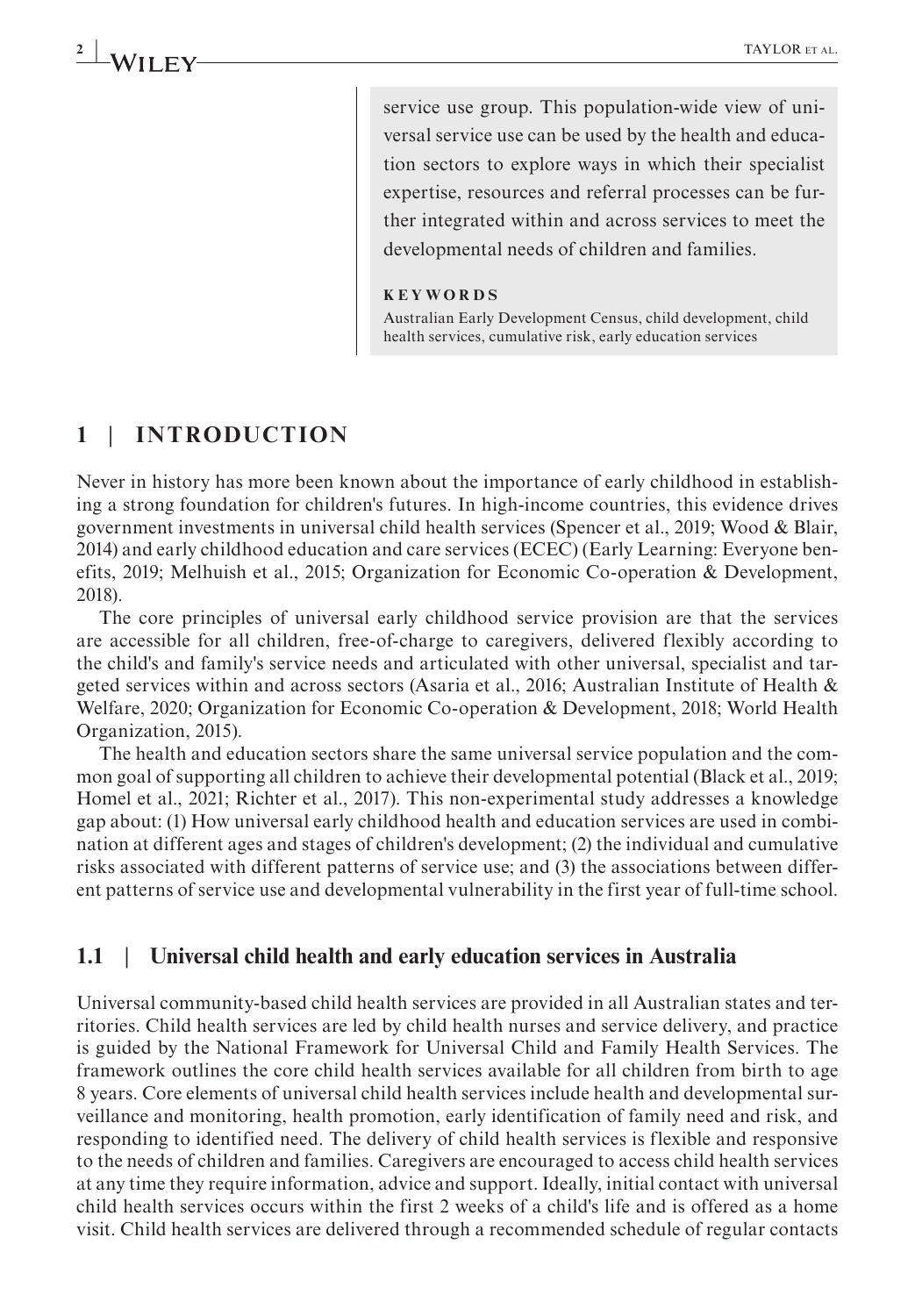service use group. This population-wide view of universal service use can be used by the health and education sectors to explore ways in which their specialist expertise, resources and referral processes can be further integrated within and across services to meet the developmental needs of children and families.

**KEYWORDS**

Australian Early Development Census, child development, child health services, cumulative risk, early education services

## 1 | INTRODUCTION

Never in history has more been known about the importance of early childhood in establishing a strong foundation for children's futures. In high-income countries, this evidence drives government investments in universal child health services (Spencer et al., 2019; Wood & Blair, 2014) and early childhood education and care services (ECEC) (Early Learning: Everyone benefits, 2019; Melhuish et al., 2015; Organization for Economic Co-operation & Development, 2018).

The core principles of universal early childhood service provision are that the services are accessible for all children, free-of-charge to caregivers, delivered flexibly according to the child's and family's service needs and articulated with other universal, specialist and targeted services within and across sectors (Asaria et al., 2016; Australian Institute of Health & Welfare, 2020; Organization for Economic Co-operation & Development, 2018; World Health Organization, 2015).

The health and education sectors share the same universal service population and the common goal of supporting all children to achieve their developmental potential (Black et al., 2019; Homel et al., 2021; Richter et al., 2017). This non-experimental study addresses a knowledge gap about: (1) How universal early childhood health and education services are used in combination at different ages and stages of children's development; (2) the individual and cumulative risks associated with different patterns of service use; and (3) the associations between different patterns of service use and developmental vulnerability in the first year of full-time school.

### 1.1 | Universal child health and early education services in Australia

Universal community-based child health services are provided in all Australian states and territories. Child health services are led by child health nurses and service delivery, and practice is guided by the National Framework for Universal Child and Family Health Services. The framework outlines the core child health services available for all children from birth to age 8 years. Core elements of universal child health services include health and developmental surveillance and monitoring, health promotion, early identification of family need and risk, and responding to identified need. The delivery of child health services is flexible and responsive to the needs of children and families. Caregivers are encouraged to access child health services at any time they require information, advice and support. Ideally, initial contact with universal child health services occurs within the first 2 weeks of a child's life and is offered as a home visit. Child health services are delivered through a recommended schedule of regular contacts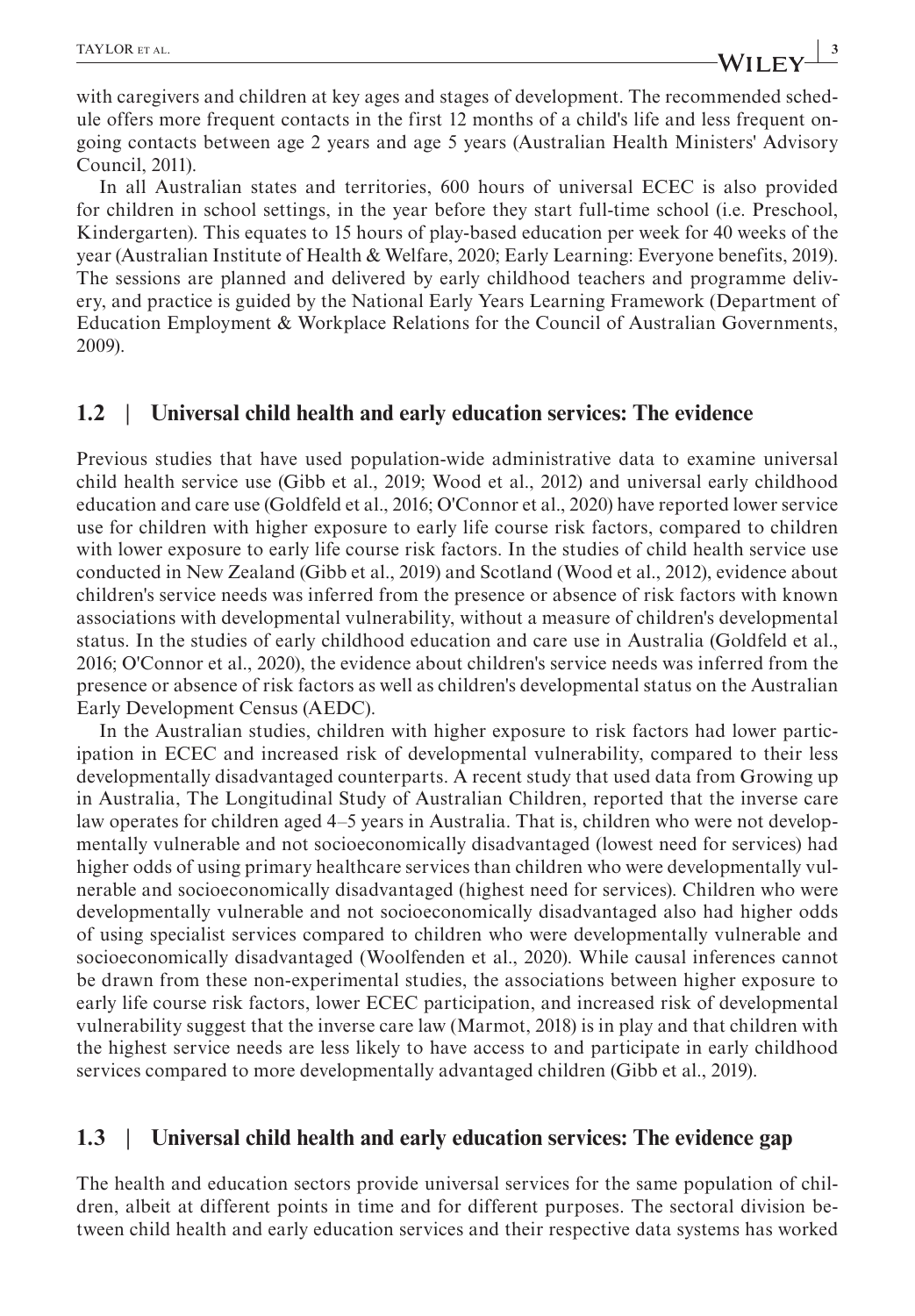with caregivers and children at key ages and stages of development. The recommended schedule offers more frequent contacts in the first 12 months of a child's life and less frequent ongoing contacts between age 2 years and age 5 years (Australian Health Ministers' Advisory Council, 2011).

In all Australian states and territories, 600 hours of universal ECEC is also provided for children in school settings, in the year before they start full-time school (i.e. Preschool, Kindergarten). This equates to 15 hours of play-based education per week for 40 weeks of the year (Australian Institute of Health & Welfare, 2020; Early Learning: Everyone benefits, 2019). The sessions are planned and delivered by early childhood teachers and programme delivery, and practice is guided by the National Early Years Learning Framework (Department of Education Employment & Workplace Relations for the Council of Australian Governments, 2009).

## 1.2 | Universal child health and early education services: The evidence

Previous studies that have used population-wide administrative data to examine universal child health service use (Gibb et al., 2019; Wood et al., 2012) and universal early childhood education and care use (Goldfeld et al., 2016; O'Connor et al., 2020) have reported lower service use for children with higher exposure to early life course risk factors, compared to children with lower exposure to early life course risk factors. In the studies of child health service use conducted in New Zealand (Gibb et al., 2019) and Scotland (Wood et al., 2012), evidence about children's service needs was inferred from the presence or absence of risk factors with known associations with developmental vulnerability, without a measure of children's developmental status. In the studies of early childhood education and care use in Australia (Goldfeld et al., 2016; O'Connor et al., 2020), the evidence about children's service needs was inferred from the presence or absence of risk factors as well as children's developmental status on the Australian Early Development Census (AEDC).

In the Australian studies, children with higher exposure to risk factors had lower participation in ECEC and increased risk of developmental vulnerability, compared to their less developmentally disadvantaged counterparts. A recent study that used data from Growing up in Australia, The Longitudinal Study of Australian Children, reported that the inverse care law operates for children aged 4–5 years in Australia. That is, children who were not developmentally vulnerable and not socioeconomically disadvantaged (lowest need for services) had higher odds of using primary healthcare services than children who were developmentally vulnerable and socioeconomically disadvantaged (highest need for services). Children who were developmentally vulnerable and not socioeconomically disadvantaged also had higher odds of using specialist services compared to children who were developmentally vulnerable and socioeconomically disadvantaged (Woolfenden et al., 2020). While causal inferences cannot be drawn from these non-experimental studies, the associations between higher exposure to early life course risk factors, lower ECEC participation, and increased risk of developmental vulnerability suggest that the inverse care law (Marmot, 2018) is in play and that children with the highest service needs are less likely to have access to and participate in early childhood services compared to more developmentally advantaged children (Gibb et al., 2019).

## 1.3 | Universal child health and early education services: The evidence gap

The health and education sectors provide universal services for the same population of children, albeit at different points in time and for different purposes. The sectoral division between child health and early education services and their respective data systems has worked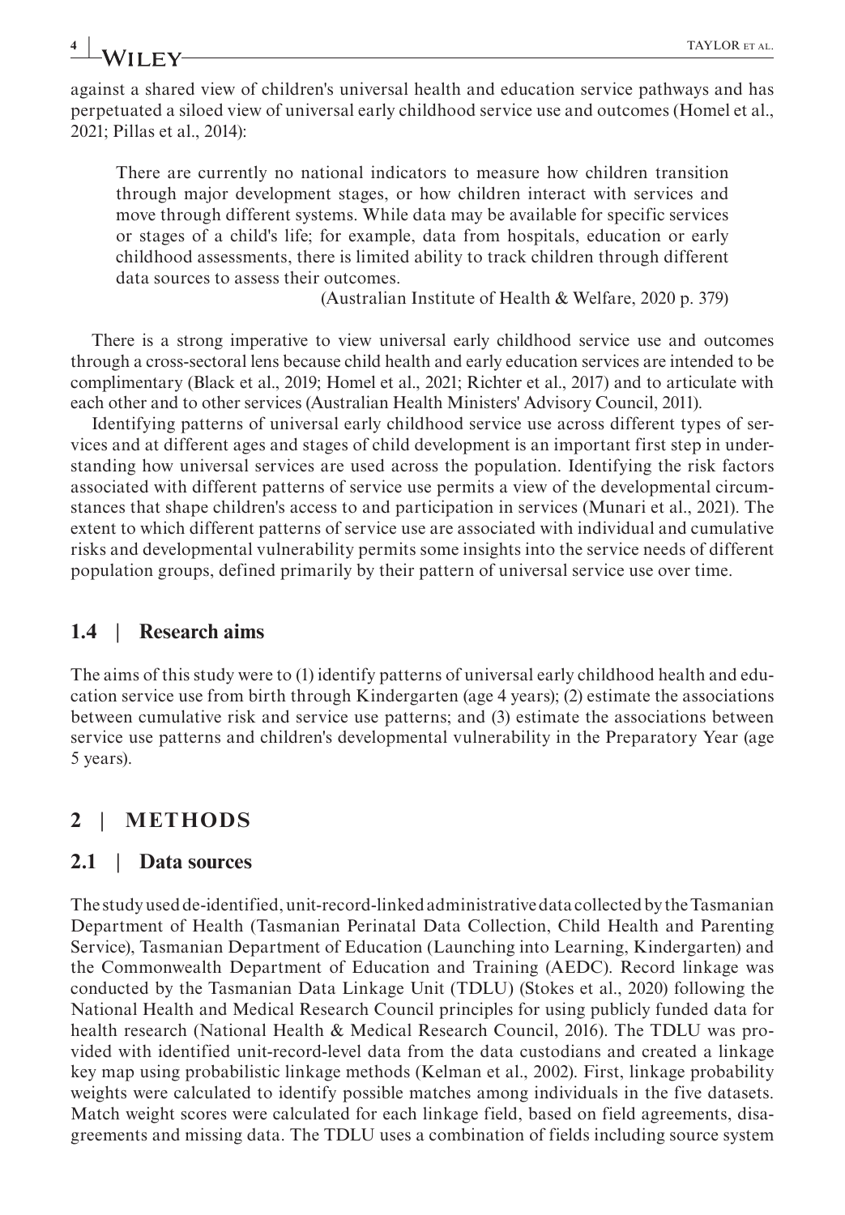against a shared view of children's universal health and education service pathways and has perpetuated a siloed view of universal early childhood service use and outcomes (Homel et al., 2021; Pillas et al., 2014):

> There are currently no national indicators to measure how children transition through major development stages, or how children interact with services and move through different systems. While data may be available for specific services or stages of a child's life; for example, data from hospitals, education or early childhood assessments, there is limited ability to track children through different data sources to assess their outcomes.
>
> (Australian Institute of Health & Welfare, 2020 p. 379)

There is a strong imperative to view universal early childhood service use and outcomes through a cross-sectoral lens because child health and early education services are intended to be complimentary (Black et al., 2019; Homel et al., 2021; Richter et al., 2017) and to articulate with each other and to other services (Australian Health Ministers' Advisory Council, 2011).

Identifying patterns of universal early childhood service use across different types of services and at different ages and stages of child development is an important first step in understanding how universal services are used across the population. Identifying the risk factors associated with different patterns of service use permits a view of the developmental circumstances that shape children's access to and participation in services (Munari et al., 2021). The extent to which different patterns of service use are associated with individual and cumulative risks and developmental vulnerability permits some insights into the service needs of different population groups, defined primarily by their pattern of universal service use over time.

### 1.4 | Research aims

The aims of this study were to (1) identify patterns of universal early childhood health and education service use from birth through Kindergarten (age 4 years); (2) estimate the associations between cumulative risk and service use patterns; and (3) estimate the associations between service use patterns and children's developmental vulnerability in the Preparatory Year (age 5 years).

## 2 | METHODS

### 2.1 | Data sources

The study used de-identified, unit-record-linked administrative data collected by the Tasmanian Department of Health (Tasmanian Perinatal Data Collection, Child Health and Parenting Service), Tasmanian Department of Education (Launching into Learning, Kindergarten) and the Commonwealth Department of Education and Training (AEDC). Record linkage was conducted by the Tasmanian Data Linkage Unit (TDLU) (Stokes et al., 2020) following the National Health and Medical Research Council principles for using publicly funded data for health research (National Health & Medical Research Council, 2016). The TDLU was provided with identified unit-record-level data from the data custodians and created a linkage key map using probabilistic linkage methods (Kelman et al., 2002). First, linkage probability weights were calculated to identify possible matches among individuals in the five datasets. Match weight scores were calculated for each linkage field, based on field agreements, disagreements and missing data. The TDLU uses a combination of fields including source system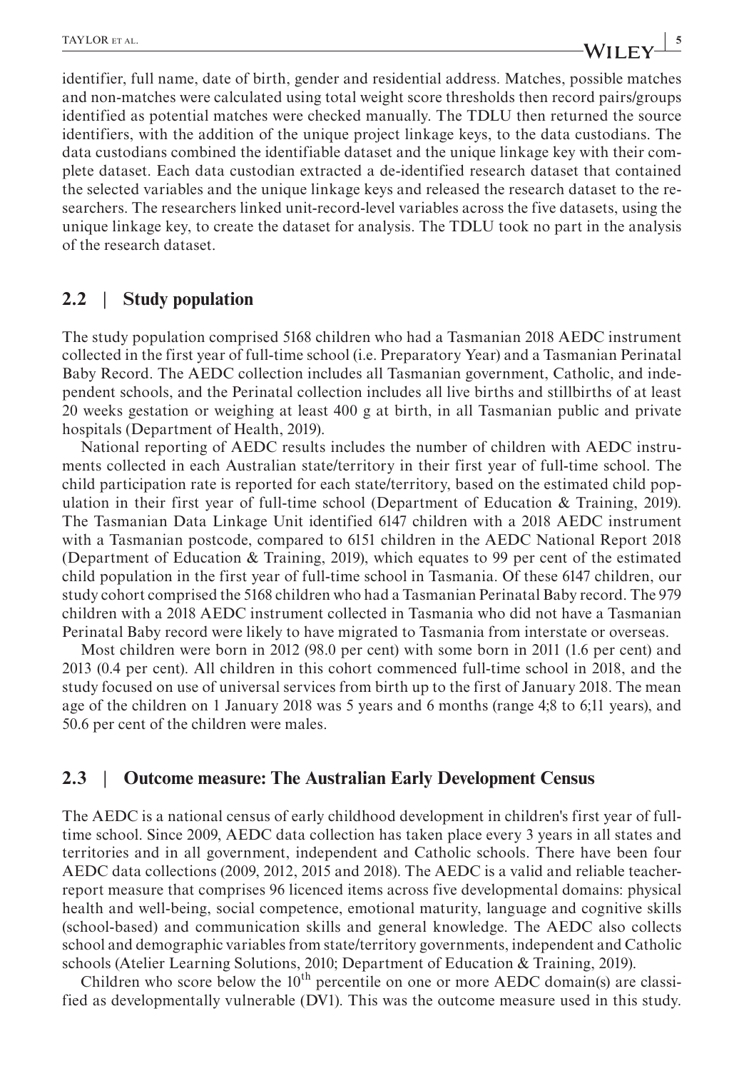identifier, full name, date of birth, gender and residential address. Matches, possible matches and non-matches were calculated using total weight score thresholds then record pairs/groups identified as potential matches were checked manually. The TDLU then returned the source identifiers, with the addition of the unique project linkage keys, to the data custodians. The data custodians combined the identifiable dataset and the unique linkage key with their complete dataset. Each data custodian extracted a de-identified research dataset that contained the selected variables and the unique linkage keys and released the research dataset to the researchers. The researchers linked unit-record-level variables across the five datasets, using the unique linkage key, to create the dataset for analysis. The TDLU took no part in the analysis of the research dataset.

## 2.2 | Study population

The study population comprised 5168 children who had a Tasmanian 2018 AEDC instrument collected in the first year of full-time school (i.e. Preparatory Year) and a Tasmanian Perinatal Baby Record. The AEDC collection includes all Tasmanian government, Catholic, and independent schools, and the Perinatal collection includes all live births and stillbirths of at least 20 weeks gestation or weighing at least 400 g at birth, in all Tasmanian public and private hospitals (Department of Health, 2019).

National reporting of AEDC results includes the number of children with AEDC instruments collected in each Australian state/territory in their first year of full-time school. The child participation rate is reported for each state/territory, based on the estimated child population in their first year of full-time school (Department of Education & Training, 2019). The Tasmanian Data Linkage Unit identified 6147 children with a 2018 AEDC instrument with a Tasmanian postcode, compared to 6151 children in the AEDC National Report 2018 (Department of Education & Training, 2019), which equates to 99 per cent of the estimated child population in the first year of full-time school in Tasmania. Of these 6147 children, our study cohort comprised the 5168 children who had a Tasmanian Perinatal Baby record. The 979 children with a 2018 AEDC instrument collected in Tasmania who did not have a Tasmanian Perinatal Baby record were likely to have migrated to Tasmania from interstate or overseas.

Most children were born in 2012 (98.0 per cent) with some born in 2011 (1.6 per cent) and 2013 (0.4 per cent). All children in this cohort commenced full-time school in 2018, and the study focused on use of universal services from birth up to the first of January 2018. The mean age of the children on 1 January 2018 was 5 years and 6 months (range 4;8 to 6;11 years), and 50.6 per cent of the children were males.

## 2.3 | Outcome measure: The Australian Early Development Census

The AEDC is a national census of early childhood development in children's first year of full-time school. Since 2009, AEDC data collection has taken place every 3 years in all states and territories and in all government, independent and Catholic schools. There have been four AEDC data collections (2009, 2012, 2015 and 2018). The AEDC is a valid and reliable teacher-report measure that comprises 96 licenced items across five developmental domains: physical health and well-being, social competence, emotional maturity, language and cognitive skills (school-based) and communication skills and general knowledge. The AEDC also collects school and demographic variables from state/territory governments, independent and Catholic schools (Atelier Learning Solutions, 2010; Department of Education & Training, 2019).

Children who score below the 10$^{th}$ percentile on one or more AEDC domain(s) are classified as developmentally vulnerable (DV1). This was the outcome measure used in this study.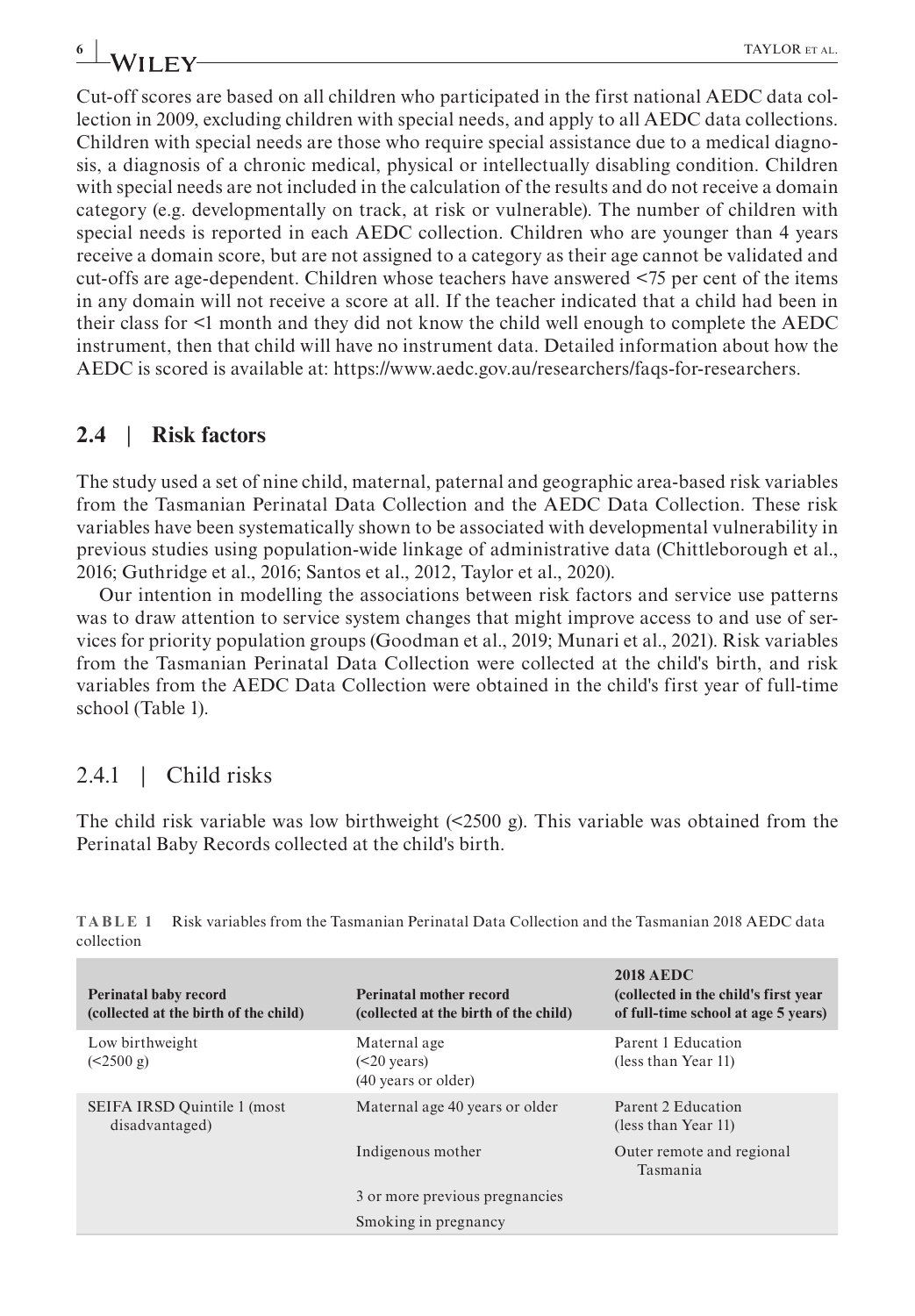Cut-off scores are based on all children who participated in the first national AEDC data collection in 2009, excluding children with special needs, and apply to all AEDC data collections. Children with special needs are those who require special assistance due to a medical diagnosis, a diagnosis of a chronic medical, physical or intellectually disabling condition. Children with special needs are not included in the calculation of the results and do not receive a domain category (e.g. developmentally on track, at risk or vulnerable). The number of children with special needs is reported in each AEDC collection. Children who are younger than 4 years receive a domain score, but are not assigned to a category as their age cannot be validated and cut-offs are age-dependent. Children whose teachers have answered <75 per cent of the items in any domain will not receive a score at all. If the teacher indicated that a child had been in their class for <1 month and they did not know the child well enough to complete the AEDC instrument, then that child will have no instrument data. Detailed information about how the AEDC is scored is available at: https://www.aedc.gov.au/researchers/faqs-for-researchers.

## 2.4 | Risk factors

The study used a set of nine child, maternal, paternal and geographic area-based risk variables from the Tasmanian Perinatal Data Collection and the AEDC Data Collection. These risk variables have been systematically shown to be associated with developmental vulnerability in previous studies using population-wide linkage of administrative data (Chittleborough et al., 2016; Guthridge et al., 2016; Santos et al., 2012, Taylor et al., 2020).

Our intention in modelling the associations between risk factors and service use patterns was to draw attention to service system changes that might improve access to and use of services for priority population groups (Goodman et al., 2019; Munari et al., 2021). Risk variables from the Tasmanian Perinatal Data Collection were collected at the child's birth, and risk variables from the AEDC Data Collection were obtained in the child's first year of full-time school (Table 1).

### 2.4.1 | Child risks

The child risk variable was low birthweight (<2500 g). This variable was obtained from the Perinatal Baby Records collected at the child's birth.

**TABLE 1** Risk variables from the Tasmanian Perinatal Data Collection and the Tasmanian 2018 AEDC data collection

| Perinatal baby record (collected at the birth of the child) | Perinatal mother record (collected at the birth of the child) | 2018 AEDC (collected in the child's first year of full-time school at age 5 years) |
|---|---|---|
| Low birthweight (<2500 g) | Maternal age (<20 years) (40 years or older) | Parent 1 Education (less than Year 11) |
| SEIFA IRSD Quintile 1 (most disadvantaged) | Maternal age 40 years or older | Parent 2 Education (less than Year 11) |
| | Indigenous mother | Outer remote and regional Tasmania |
| | 3 or more previous pregnancies | |
| | Smoking in pregnancy | |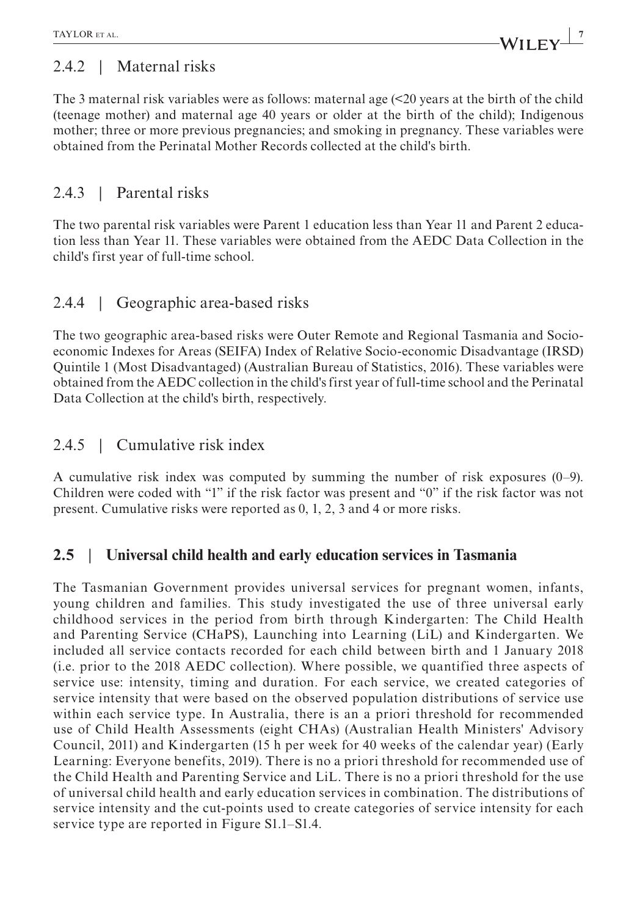### 2.4.2 | Maternal risks

The 3 maternal risk variables were as follows: maternal age (<20 years at the birth of the child (teenage mother) and maternal age 40 years or older at the birth of the child); Indigenous mother; three or more previous pregnancies; and smoking in pregnancy. These variables were obtained from the Perinatal Mother Records collected at the child's birth.

### 2.4.3 | Parental risks

The two parental risk variables were Parent 1 education less than Year 11 and Parent 2 education less than Year 11. These variables were obtained from the AEDC Data Collection in the child's first year of full-time school.

### 2.4.4 | Geographic area-based risks

The two geographic area-based risks were Outer Remote and Regional Tasmania and Socio-economic Indexes for Areas (SEIFA) Index of Relative Socio-economic Disadvantage (IRSD) Quintile 1 (Most Disadvantaged) (Australian Bureau of Statistics, 2016). These variables were obtained from the AEDC collection in the child's first year of full-time school and the Perinatal Data Collection at the child's birth, respectively.

### 2.4.5 | Cumulative risk index

A cumulative risk index was computed by summing the number of risk exposures (0–9). Children were coded with "1" if the risk factor was present and "0" if the risk factor was not present. Cumulative risks were reported as 0, 1, 2, 3 and 4 or more risks.

## 2.5 | Universal child health and early education services in Tasmania

The Tasmanian Government provides universal services for pregnant women, infants, young children and families. This study investigated the use of three universal early childhood services in the period from birth through Kindergarten: The Child Health and Parenting Service (CHaPS), Launching into Learning (LiL) and Kindergarten. We included all service contacts recorded for each child between birth and 1 January 2018 (i.e. prior to the 2018 AEDC collection). Where possible, we quantified three aspects of service use: intensity, timing and duration. For each service, we created categories of service intensity that were based on the observed population distributions of service use within each service type. In Australia, there is an a priori threshold for recommended use of Child Health Assessments (eight CHAs) (Australian Health Ministers' Advisory Council, 2011) and Kindergarten (15 h per week for 40 weeks of the calendar year) (Early Learning: Everyone benefits, 2019). There is no a priori threshold for recommended use of the Child Health and Parenting Service and LiL. There is no a priori threshold for the use of universal child health and early education services in combination. The distributions of service intensity and the cut-points used to create categories of service intensity for each service type are reported in Figure S1.1–S1.4.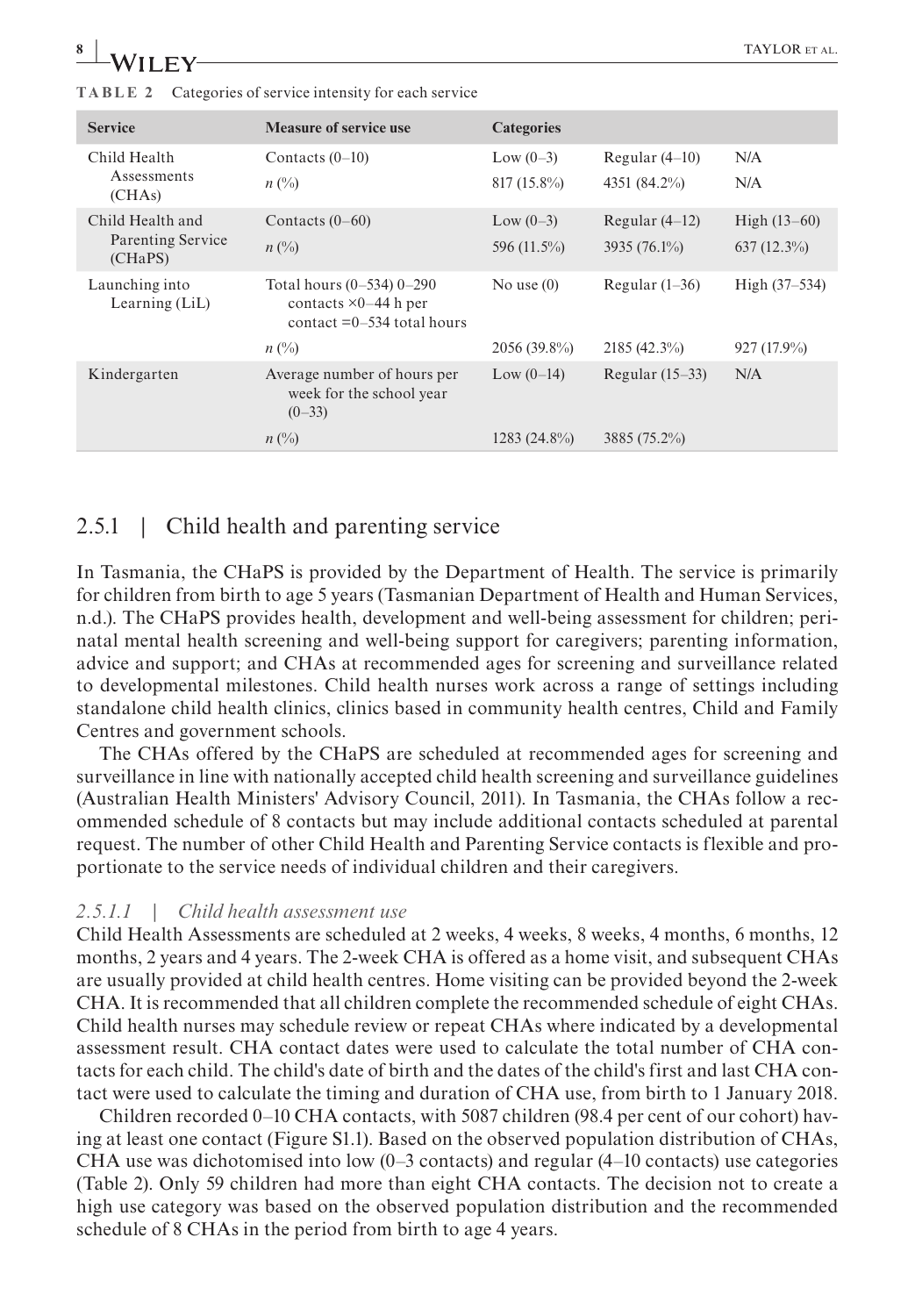**TABLE 2** Categories of service intensity for each service

| Service | Measure of service use | Categories | | |
|---|---|---|---|---|
| Child Health Assessments (CHAs) | Contacts (0–10) | Low (0–3) | Regular (4–10) | N/A |
| | *n* (%) | 817 (15.8%) | 4351 (84.2%) | N/A |
| Child Health and Parenting Service (CHaPS) | Contacts (0–60) | Low (0–3) | Regular (4–12) | High (13–60) |
| | *n* (%) | 596 (11.5%) | 3935 (76.1%) | 637 (12.3%) |
| Launching into Learning (LiL) | Total hours (0–534) 0–290 contacts ×0–44 h per contact =0–534 total hours | No use (0) | Regular (1–36) | High (37–534) |
| | *n* (%) | 2056 (39.8%) | 2185 (42.3%) | 927 (17.9%) |
| Kindergarten | Average number of hours per week for the school year (0–33) | Low (0–14) | Regular (15–33) | N/A |
| | *n* (%) | 1283 (24.8%) | 3885 (75.2%) | |

### 2.5.1 | Child health and parenting service

In Tasmania, the CHaPS is provided by the Department of Health. The service is primarily for children from birth to age 5 years (Tasmanian Department of Health and Human Services, n.d.). The CHaPS provides health, development and well-being assessment for children; perinatal mental health screening and well-being support for caregivers; parenting information, advice and support; and CHAs at recommended ages for screening and surveillance related to developmental milestones. Child health nurses work across a range of settings including standalone child health clinics, clinics based in community health centres, Child and Family Centres and government schools.

The CHAs offered by the CHaPS are scheduled at recommended ages for screening and surveillance in line with nationally accepted child health screening and surveillance guidelines (Australian Health Ministers' Advisory Council, 2011). In Tasmania, the CHAs follow a recommended schedule of 8 contacts but may include additional contacts scheduled at parental request. The number of other Child Health and Parenting Service contacts is flexible and proportionate to the service needs of individual children and their caregivers.

#### *2.5.1.1 | Child health assessment use*

Child Health Assessments are scheduled at 2 weeks, 4 weeks, 8 weeks, 4 months, 6 months, 12 months, 2 years and 4 years. The 2-week CHA is offered as a home visit, and subsequent CHAs are usually provided at child health centres. Home visiting can be provided beyond the 2-week CHA. It is recommended that all children complete the recommended schedule of eight CHAs. Child health nurses may schedule review or repeat CHAs where indicated by a developmental assessment result. CHA contact dates were used to calculate the total number of CHA contacts for each child. The child's date of birth and the dates of the child's first and last CHA contact were used to calculate the timing and duration of CHA use, from birth to 1 January 2018.

Children recorded 0–10 CHA contacts, with 5087 children (98.4 per cent of our cohort) having at least one contact (Figure S1.1). Based on the observed population distribution of CHAs, CHA use was dichotomised into low (0–3 contacts) and regular (4–10 contacts) use categories (Table 2). Only 59 children had more than eight CHA contacts. The decision not to create a high use category was based on the observed population distribution and the recommended schedule of 8 CHAs in the period from birth to age 4 years.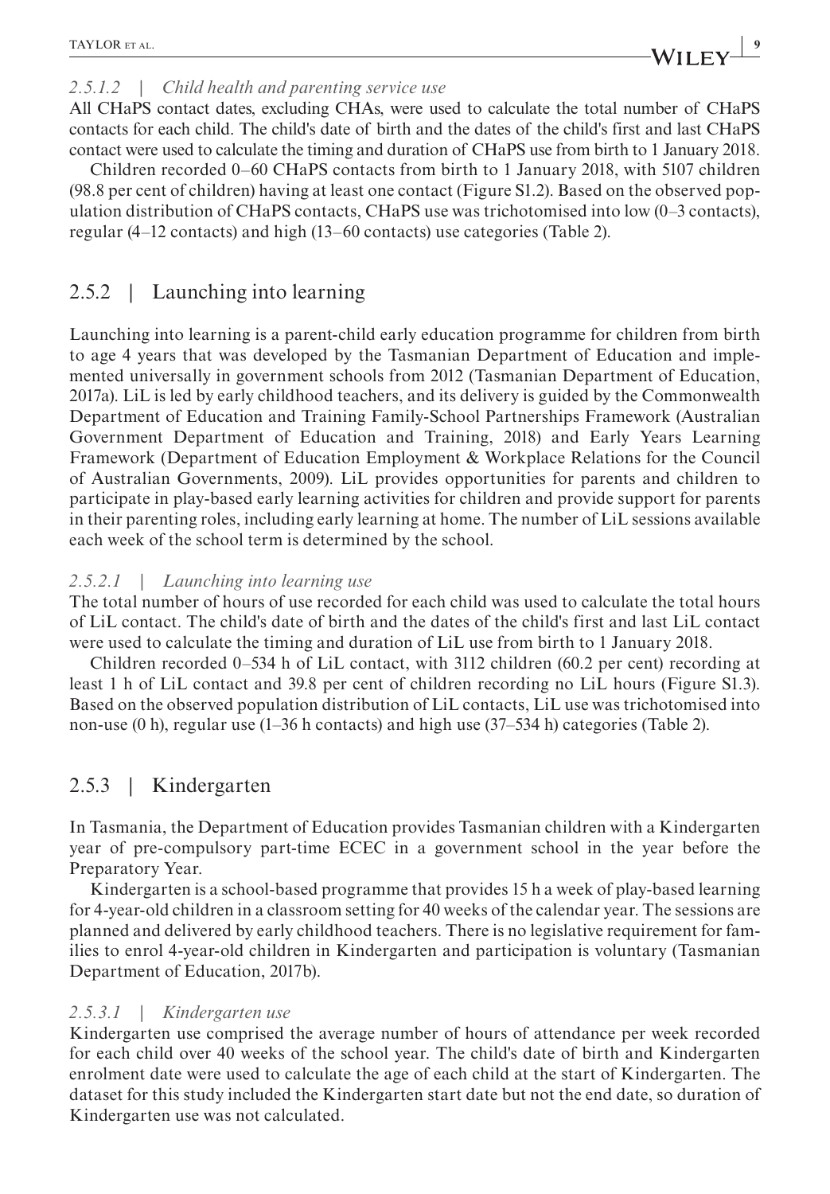#### 2.5.1.2 | Child health and parenting service use

All CHaPS contact dates, excluding CHAs, were used to calculate the total number of CHaPS contacts for each child. The child's date of birth and the dates of the child's first and last CHaPS contact were used to calculate the timing and duration of CHaPS use from birth to 1 January 2018.

Children recorded 0–60 CHaPS contacts from birth to 1 January 2018, with 5107 children (98.8 per cent of children) having at least one contact (Figure S1.2). Based on the observed population distribution of CHaPS contacts, CHaPS use was trichotomised into low (0–3 contacts), regular (4–12 contacts) and high (13–60 contacts) use categories (Table 2).

### 2.5.2 | Launching into learning

Launching into learning is a parent-child early education programme for children from birth to age 4 years that was developed by the Tasmanian Department of Education and implemented universally in government schools from 2012 (Tasmanian Department of Education, 2017a). LiL is led by early childhood teachers, and its delivery is guided by the Commonwealth Department of Education and Training Family-School Partnerships Framework (Australian Government Department of Education and Training, 2018) and Early Years Learning Framework (Department of Education Employment & Workplace Relations for the Council of Australian Governments, 2009). LiL provides opportunities for parents and children to participate in play-based early learning activities for children and provide support for parents in their parenting roles, including early learning at home. The number of LiL sessions available each week of the school term is determined by the school.

#### 2.5.2.1 | Launching into learning use

The total number of hours of use recorded for each child was used to calculate the total hours of LiL contact. The child's date of birth and the dates of the child's first and last LiL contact were used to calculate the timing and duration of LiL use from birth to 1 January 2018.

Children recorded 0–534 h of LiL contact, with 3112 children (60.2 per cent) recording at least 1 h of LiL contact and 39.8 per cent of children recording no LiL hours (Figure S1.3). Based on the observed population distribution of LiL contacts, LiL use was trichotomised into non-use (0 h), regular use (1–36 h contacts) and high use (37–534 h) categories (Table 2).

### 2.5.3 | Kindergarten

In Tasmania, the Department of Education provides Tasmanian children with a Kindergarten year of pre-compulsory part-time ECEC in a government school in the year before the Preparatory Year.

Kindergarten is a school-based programme that provides 15 h a week of play-based learning for 4-year-old children in a classroom setting for 40 weeks of the calendar year. The sessions are planned and delivered by early childhood teachers. There is no legislative requirement for families to enrol 4-year-old children in Kindergarten and participation is voluntary (Tasmanian Department of Education, 2017b).

#### 2.5.3.1 | Kindergarten use

Kindergarten use comprised the average number of hours of attendance per week recorded for each child over 40 weeks of the school year. The child's date of birth and Kindergarten enrolment date were used to calculate the age of each child at the start of Kindergarten. The dataset for this study included the Kindergarten start date but not the end date, so duration of Kindergarten use was not calculated.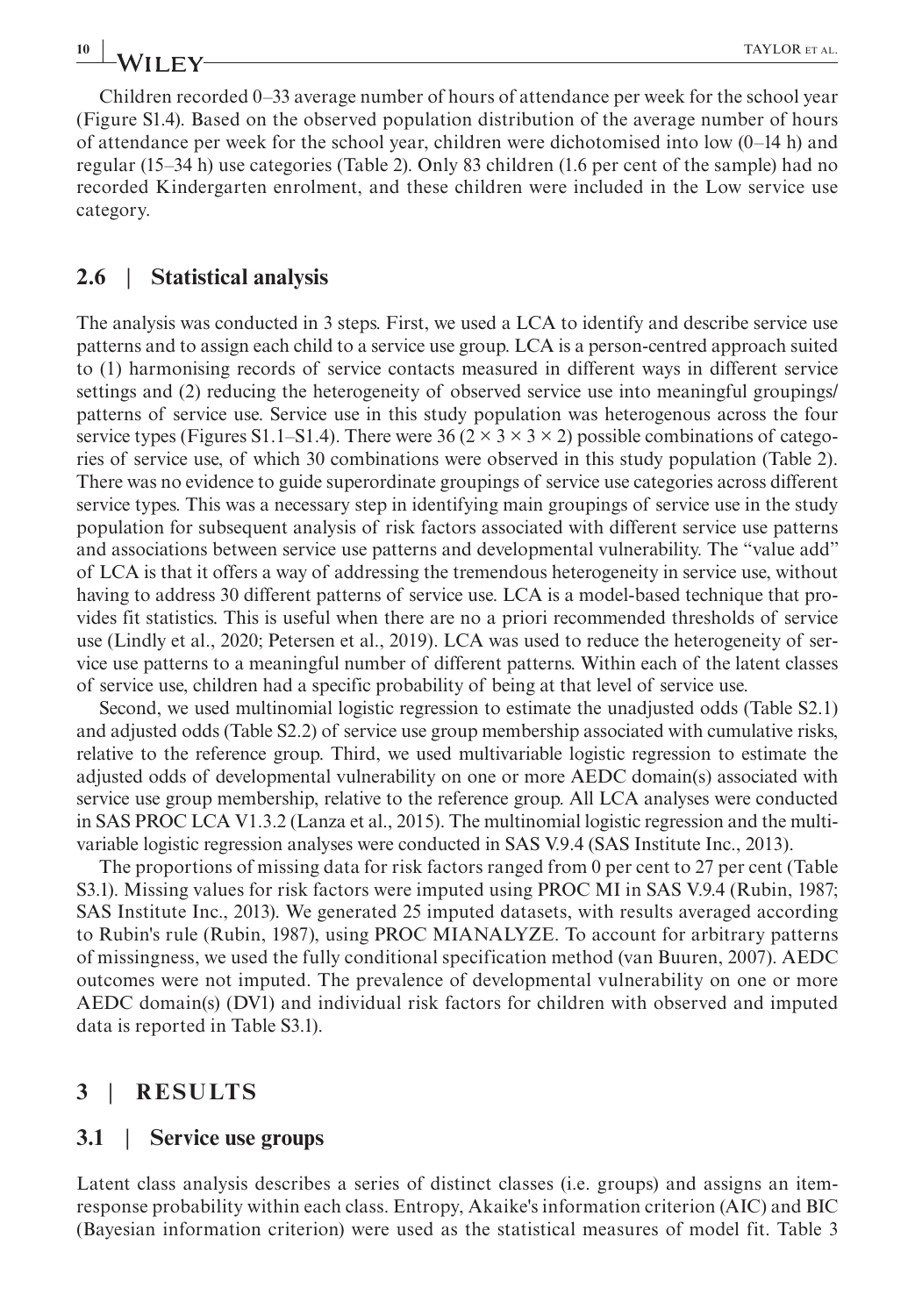Children recorded 0–33 average number of hours of attendance per week for the school year (Figure S1.4). Based on the observed population distribution of the average number of hours of attendance per week for the school year, children were dichotomised into low (0–14 h) and regular (15–34 h) use categories (Table 2). Only 83 children (1.6 per cent of the sample) had no recorded Kindergarten enrolment, and these children were included in the Low service use category.

## 2.6 | Statistical analysis

The analysis was conducted in 3 steps. First, we used a LCA to identify and describe service use patterns and to assign each child to a service use group. LCA is a person-centred approach suited to (1) harmonising records of service contacts measured in different ways in different service settings and (2) reducing the heterogeneity of observed service use into meaningful groupings/patterns of service use. Service use in this study population was heterogenous across the four service types (Figures S1.1–S1.4). There were 36 ($2 \times 3 \times 3 \times 2$) possible combinations of categories of service use, of which 30 combinations were observed in this study population (Table 2). There was no evidence to guide superordinate groupings of service use categories across different service types. This was a necessary step in identifying main groupings of service use in the study population for subsequent analysis of risk factors associated with different service use patterns and associations between service use patterns and developmental vulnerability. The "value add" of LCA is that it offers a way of addressing the tremendous heterogeneity in service use, without having to address 30 different patterns of service use. LCA is a model-based technique that provides fit statistics. This is useful when there are no a priori recommended thresholds of service use (Lindly et al., 2020; Petersen et al., 2019). LCA was used to reduce the heterogeneity of service use patterns to a meaningful number of different patterns. Within each of the latent classes of service use, children had a specific probability of being at that level of service use.

Second, we used multinomial logistic regression to estimate the unadjusted odds (Table S2.1) and adjusted odds (Table S2.2) of service use group membership associated with cumulative risks, relative to the reference group. Third, we used multivariable logistic regression to estimate the adjusted odds of developmental vulnerability on one or more AEDC domain(s) associated with service use group membership, relative to the reference group. All LCA analyses were conducted in SAS PROC LCA V1.3.2 (Lanza et al., 2015). The multinomial logistic regression and the multivariable logistic regression analyses were conducted in SAS V.9.4 (SAS Institute Inc., 2013).

The proportions of missing data for risk factors ranged from 0 per cent to 27 per cent (Table S3.1). Missing values for risk factors were imputed using PROC MI in SAS V.9.4 (Rubin, 1987; SAS Institute Inc., 2013). We generated 25 imputed datasets, with results averaged according to Rubin's rule (Rubin, 1987), using PROC MIANALYZE. To account for arbitrary patterns of missingness, we used the fully conditional specification method (van Buuren, 2007). AEDC outcomes were not imputed. The prevalence of developmental vulnerability on one or more AEDC domain(s) (DV1) and individual risk factors for children with observed and imputed data is reported in Table S3.1).

# 3 | RESULTS

## 3.1 | Service use groups

Latent class analysis describes a series of distinct classes (i.e. groups) and assigns an item-response probability within each class. Entropy, Akaike's information criterion (AIC) and BIC (Bayesian information criterion) were used as the statistical measures of model fit. Table 3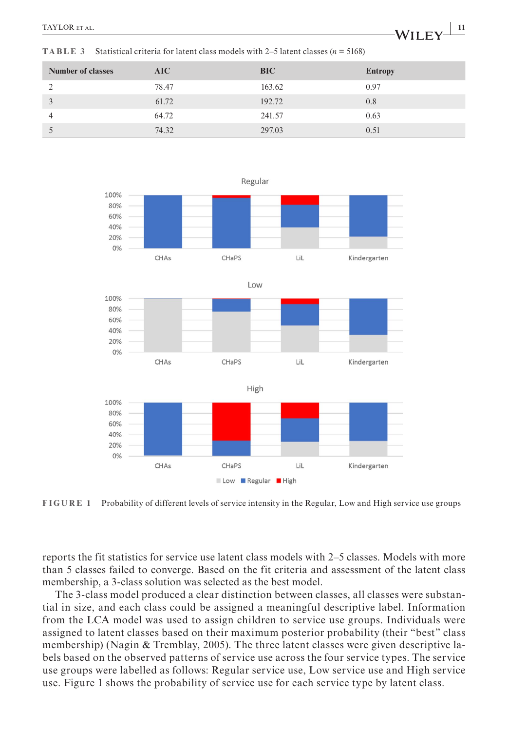**TABLE 3** Statistical criteria for latent class models with 2–5 latent classes ($n$ = 5168)

| Number of classes | AIC | BIC | Entropy |
|---|---|---|---|
| 2 | 78.47 | 163.62 | 0.97 |
| 3 | 61.72 | 192.72 | 0.8 |
| 4 | 64.72 | 241.57 | 0.63 |
| 5 | 74.32 | 297.03 | 0.51 |

**FIGURE 1** Probability of different levels of service intensity in the Regular, Low and High service use groups

reports the fit statistics for service use latent class models with 2–5 classes. Models with more than 5 classes failed to converge. Based on the fit criteria and assessment of the latent class membership, a 3-class solution was selected as the best model.

The 3-class model produced a clear distinction between classes, all classes were substantial in size, and each class could be assigned a meaningful descriptive label. Information from the LCA model was used to assign children to service use groups. Individuals were assigned to latent classes based on their maximum posterior probability (their "best" class membership) (Nagin & Tremblay, 2005). The three latent classes were given descriptive labels based on the observed patterns of service use across the four service types. The service use groups were labelled as follows: Regular service use, Low service use and High service use. Figure 1 shows the probability of service use for each service type by latent class.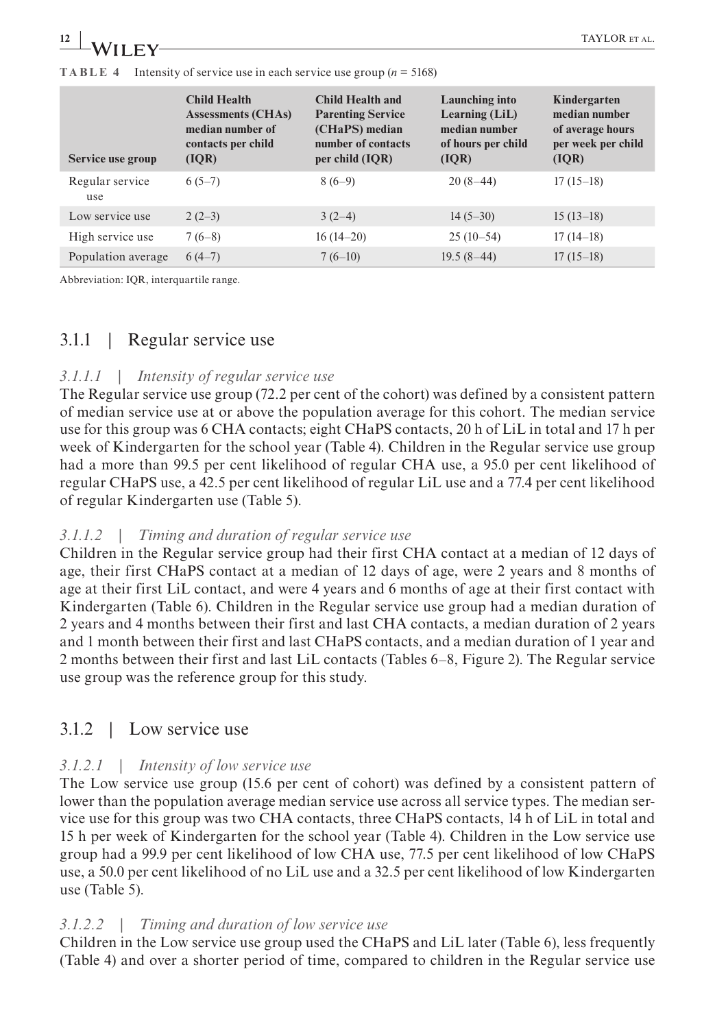**TABLE 4** Intensity of service use in each service use group ($n$ = 5168)

| Service use group | Child Health Assessments (CHAs) median number of contacts per child (IQR) | Child Health and Parenting Service (CHaPS) median number of contacts per child (IQR) | Launching into Learning (LiL) median number of hours per child (IQR) | Kindergarten median number of average hours per week per child (IQR) |
|---|---|---|---|---|
| Regular service use | 6 (5–7) | 8 (6–9) | 20 (8–44) | 17 (15–18) |
| Low service use | 2 (2–3) | 3 (2–4) | 14 (5–30) | 15 (13–18) |
| High service use | 7 (6–8) | 16 (14–20) | 25 (10–54) | 17 (14–18) |
| Population average | 6 (4–7) | 7 (6–10) | 19.5 (8–44) | 17 (15–18) |

Abbreviation: IQR, interquartile range.

### 3.1.1 | Regular service use

#### *3.1.1.1 | Intensity of regular service use*

The Regular service use group (72.2 per cent of the cohort) was defined by a consistent pattern of median service use at or above the population average for this cohort. The median service use for this group was 6 CHA contacts; eight CHaPS contacts, 20 h of LiL in total and 17 h per week of Kindergarten for the school year (Table 4). Children in the Regular service use group had a more than 99.5 per cent likelihood of regular CHA use, a 95.0 per cent likelihood of regular CHaPS use, a 42.5 per cent likelihood of regular LiL use and a 77.4 per cent likelihood of regular Kindergarten use (Table 5).

#### *3.1.1.2 | Timing and duration of regular service use*

Children in the Regular service group had their first CHA contact at a median of 12 days of age, their first CHaPS contact at a median of 12 days of age, were 2 years and 8 months of age at their first LiL contact, and were 4 years and 6 months of age at their first contact with Kindergarten (Table 6). Children in the Regular service use group had a median duration of 2 years and 4 months between their first and last CHA contacts, a median duration of 2 years and 1 month between their first and last CHaPS contacts, and a median duration of 1 year and 2 months between their first and last LiL contacts (Tables 6–8, Figure 2). The Regular service use group was the reference group for this study.

### 3.1.2 | Low service use

#### *3.1.2.1 | Intensity of low service use*

The Low service use group (15.6 per cent of cohort) was defined by a consistent pattern of lower than the population average median service use across all service types. The median service use for this group was two CHA contacts, three CHaPS contacts, 14 h of LiL in total and 15 h per week of Kindergarten for the school year (Table 4). Children in the Low service use group had a 99.9 per cent likelihood of low CHA use, 77.5 per cent likelihood of low CHaPS use, a 50.0 per cent likelihood of no LiL use and a 32.5 per cent likelihood of low Kindergarten use (Table 5).

#### *3.1.2.2 | Timing and duration of low service use*

Children in the Low service use group used the CHaPS and LiL later (Table 6), less frequently (Table 4) and over a shorter period of time, compared to children in the Regular service use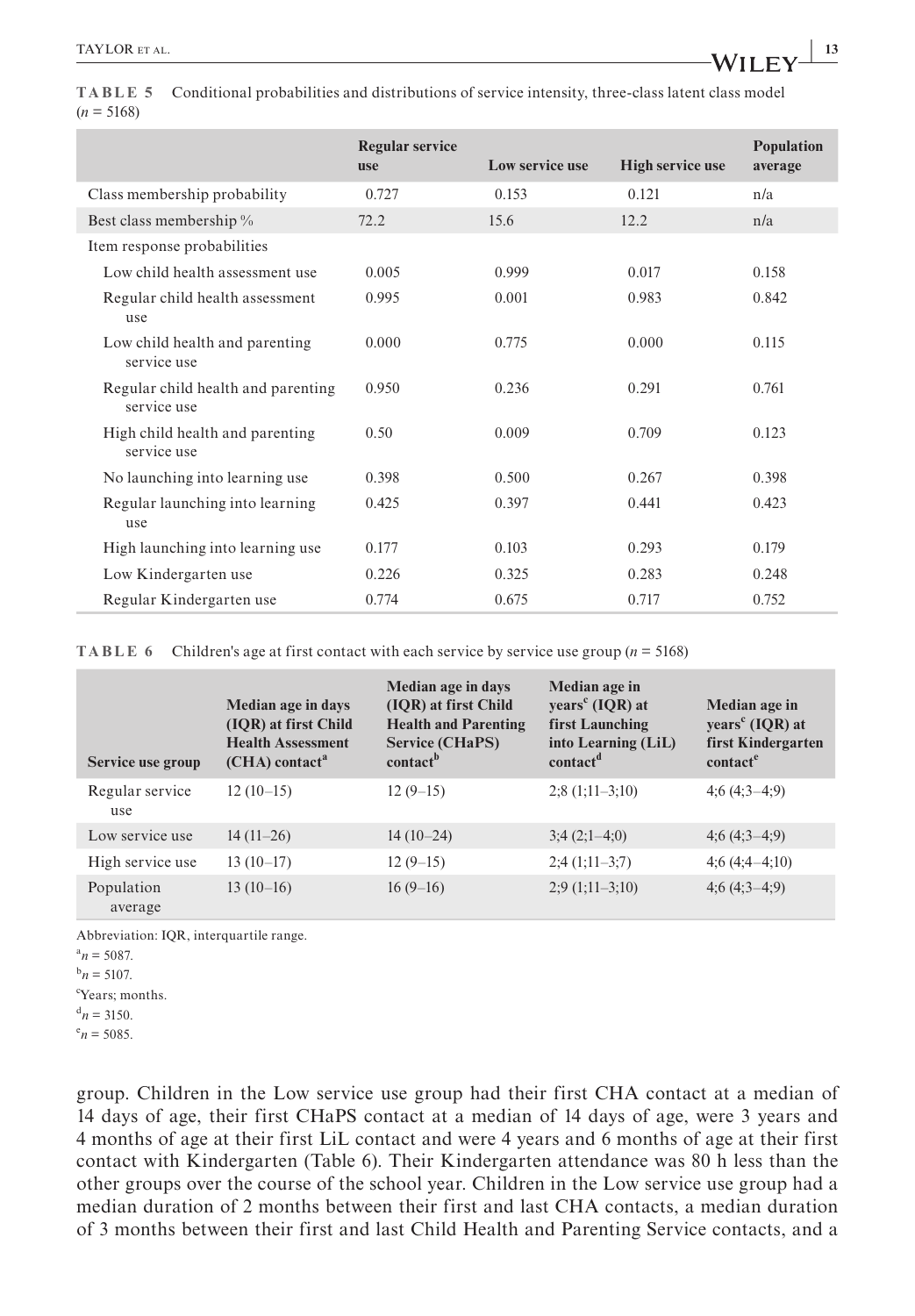**TABLE 5** Conditional probabilities and distributions of service intensity, three-class latent class model ($n$ = 5168)

| | Regular service use | Low service use | High service use | Population average |
|---|---|---|---|---|
| Class membership probability | 0.727 | 0.153 | 0.121 | n/a |
| Best class membership % | 72.2 | 15.6 | 12.2 | n/a |
| Item response probabilities | | | | |
| Low child health assessment use | 0.005 | 0.999 | 0.017 | 0.158 |
| Regular child health assessment use | 0.995 | 0.001 | 0.983 | 0.842 |
| Low child health and parenting service use | 0.000 | 0.775 | 0.000 | 0.115 |
| Regular child health and parenting service use | 0.950 | 0.236 | 0.291 | 0.761 |
| High child health and parenting service use | 0.50 | 0.009 | 0.709 | 0.123 |
| No launching into learning use | 0.398 | 0.500 | 0.267 | 0.398 |
| Regular launching into learning use | 0.425 | 0.397 | 0.441 | 0.423 |
| High launching into learning use | 0.177 | 0.103 | 0.293 | 0.179 |
| Low Kindergarten use | 0.226 | 0.325 | 0.283 | 0.248 |
| Regular Kindergarten use | 0.774 | 0.675 | 0.717 | 0.752 |

**TABLE 6** Children's age at first contact with each service by service use group ($n$ = 5168)

| Service use group | Median age in days (IQR) at first Child Health Assessment (CHA) contact[a] | Median age in days (IQR) at first Child Health and Parenting Service (CHaPS) contact[b] | Median age in years[c] (IQR) at first Launching into Learning (LiL) contact[d] | Median age in years[c] (IQR) at first Kindergarten contact[e] |
|---|---|---|---|---|
| Regular service use | 12 (10–15) | 12 (9–15) | 2;8 (1;11–3;10) | 4;6 (4;3–4;9) |
| Low service use | 14 (11–26) | 14 (10–24) | 3;4 (2;1–4;0) | 4;6 (4;3–4;9) |
| High service use | 13 (10–17) | 12 (9–15) | 2;4 (1;11–3;7) | 4;6 (4;4–4;10) |
| Population average | 13 (10–16) | 16 (9–16) | 2;9 (1;11–3;10) | 4;6 (4;3–4;9) |

Abbreviation: IQR, interquartile range.

[a] $n$ = 5087.

[b] $n$ = 5107.

[c] Years; months.

[d] $n$ = 3150.

[e] $n$ = 5085.

group. Children in the Low service use group had their first CHA contact at a median of 14 days of age, their first CHaPS contact at a median of 14 days of age, were 3 years and 4 months of age at their first LiL contact and were 4 years and 6 months of age at their first contact with Kindergarten (Table 6). Their Kindergarten attendance was 80 h less than the other groups over the course of the school year. Children in the Low service use group had a median duration of 2 months between their first and last CHA contacts, a median duration of 3 months between their first and last Child Health and Parenting Service contacts, and a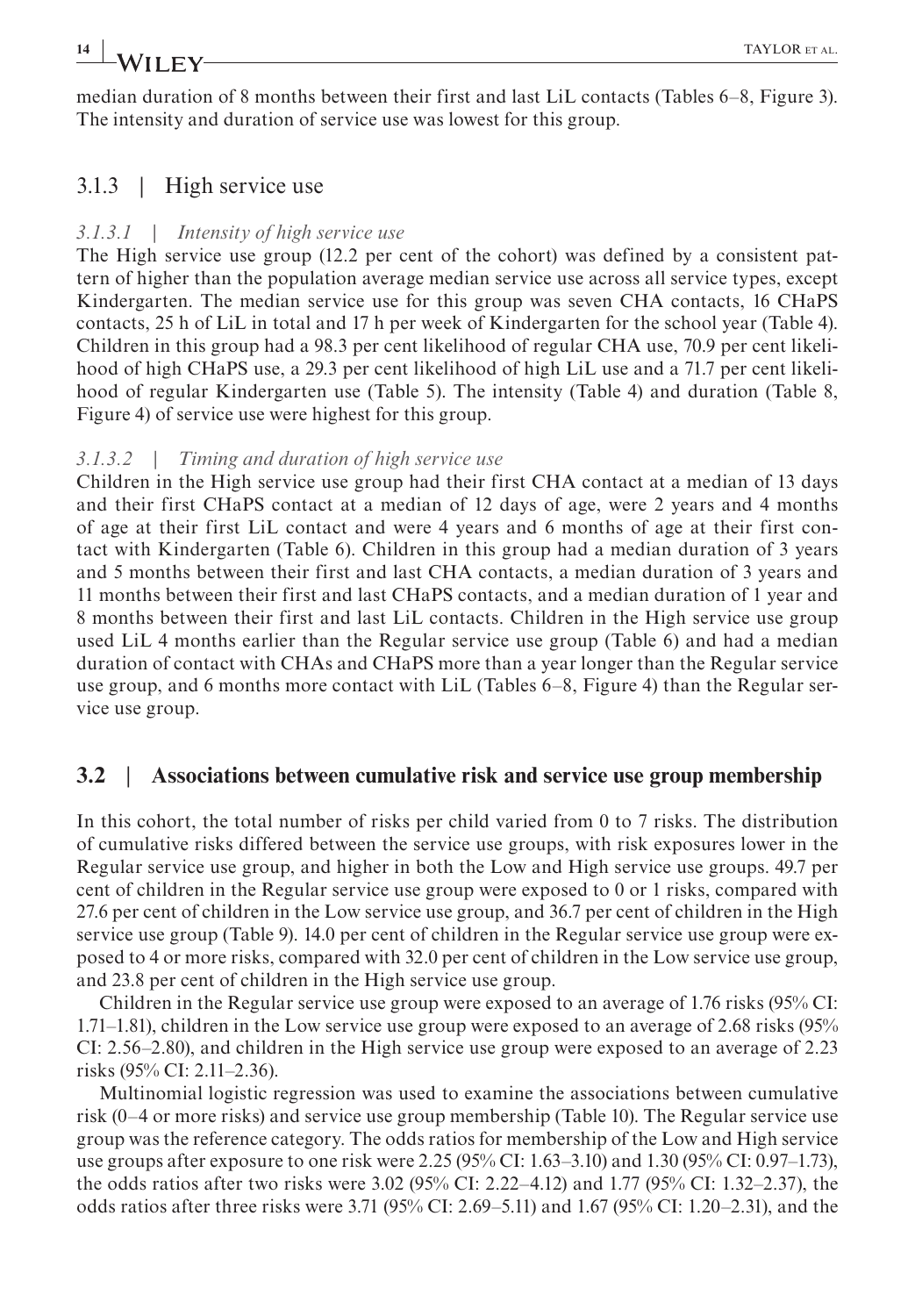median duration of 8 months between their first and last LiL contacts (Tables 6–8, Figure 3). The intensity and duration of service use was lowest for this group.

### 3.1.3 | High service use

#### *3.1.3.1 | Intensity of high service use*

The High service use group (12.2 per cent of the cohort) was defined by a consistent pattern of higher than the population average median service use across all service types, except Kindergarten. The median service use for this group was seven CHA contacts, 16 CHaPS contacts, 25 h of LiL in total and 17 h per week of Kindergarten for the school year (Table 4). Children in this group had a 98.3 per cent likelihood of regular CHA use, 70.9 per cent likelihood of high CHaPS use, a 29.3 per cent likelihood of high LiL use and a 71.7 per cent likelihood of regular Kindergarten use (Table 5). The intensity (Table 4) and duration (Table 8, Figure 4) of service use were highest for this group.

#### *3.1.3.2 | Timing and duration of high service use*

Children in the High service use group had their first CHA contact at a median of 13 days and their first CHaPS contact at a median of 12 days of age, were 2 years and 4 months of age at their first LiL contact and were 4 years and 6 months of age at their first contact with Kindergarten (Table 6). Children in this group had a median duration of 3 years and 5 months between their first and last CHA contacts, a median duration of 3 years and 11 months between their first and last CHaPS contacts, and a median duration of 1 year and 8 months between their first and last LiL contacts. Children in the High service use group used LiL 4 months earlier than the Regular service use group (Table 6) and had a median duration of contact with CHAs and CHaPS more than a year longer than the Regular service use group, and 6 months more contact with LiL (Tables 6–8, Figure 4) than the Regular service use group.

## 3.2 | Associations between cumulative risk and service use group membership

In this cohort, the total number of risks per child varied from 0 to 7 risks. The distribution of cumulative risks differed between the service use groups, with risk exposures lower in the Regular service use group, and higher in both the Low and High service use groups. 49.7 per cent of children in the Regular service use group were exposed to 0 or 1 risks, compared with 27.6 per cent of children in the Low service use group, and 36.7 per cent of children in the High service use group (Table 9). 14.0 per cent of children in the Regular service use group were exposed to 4 or more risks, compared with 32.0 per cent of children in the Low service use group, and 23.8 per cent of children in the High service use group.

Children in the Regular service use group were exposed to an average of 1.76 risks (95% CI: 1.71–1.81), children in the Low service use group were exposed to an average of 2.68 risks (95% CI: 2.56–2.80), and children in the High service use group were exposed to an average of 2.23 risks (95% CI: 2.11–2.36).

Multinomial logistic regression was used to examine the associations between cumulative risk (0–4 or more risks) and service use group membership (Table 10). The Regular service use group was the reference category. The odds ratios for membership of the Low and High service use groups after exposure to one risk were 2.25 (95% CI: 1.63–3.10) and 1.30 (95% CI: 0.97–1.73), the odds ratios after two risks were 3.02 (95% CI: 2.22–4.12) and 1.77 (95% CI: 1.32–2.37), the odds ratios after three risks were 3.71 (95% CI: 2.69–5.11) and 1.67 (95% CI: 1.20–2.31), and the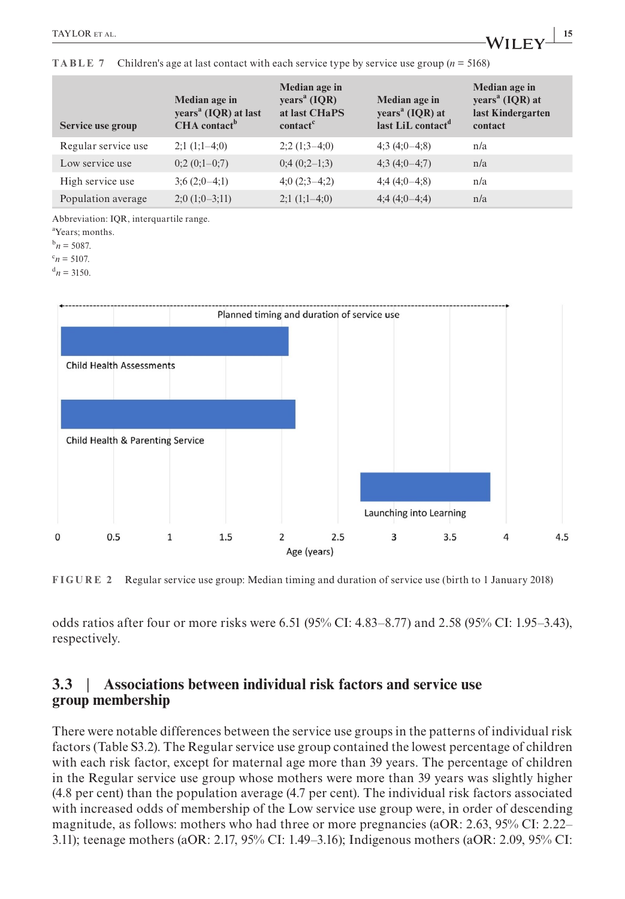**TABLE 7** Children's age at last contact with each service type by service use group ($n$ = 5168)

| Service use group | Median age in years[a] (IQR) at last CHA contact[b] | Median age in years[a] (IQR) at last CHaPS contact[c] | Median age in years[a] (IQR) at last LiL contact[d] | Median age in years[a] (IQR) at last Kindergarten contact |
|---|---|---|---|---|
| Regular service use | 2;1 (1;1–4;0) | 2;2 (1;3–4;0) | 4;3 (4;0–4;8) | n/a |
| Low service use | 0;2 (0;1–0;7) | 0;4 (0;2–1;3) | 4;3 (4;0–4;7) | n/a |
| High service use | 3;6 (2;0–4;1) | 4;0 (2;3–4;2) | 4;4 (4;0–4;8) | n/a |
| Population average | 2;0 (1;0–3;11) | 2;1 (1;1–4;0) | 4;4 (4;0–4;4) | n/a |

Abbreviation: IQR, interquartile range.
[a]Years; months.
[b]$n$ = 5087.
[c]$n$ = 5107.
[d]$n$ = 3150.

**FIGURE 2** Regular service use group: Median timing and duration of service use (birth to 1 January 2018)

odds ratios after four or more risks were 6.51 (95% CI: 4.83–8.77) and 2.58 (95% CI: 1.95–3.43), respectively.

## 3.3 | Associations between individual risk factors and service use group membership

There were notable differences between the service use groups in the patterns of individual risk factors (Table S3.2). The Regular service use group contained the lowest percentage of children with each risk factor, except for maternal age more than 39 years. The percentage of children in the Regular service use group whose mothers were more than 39 years was slightly higher (4.8 per cent) than the population average (4.7 per cent). The individual risk factors associated with increased odds of membership of the Low service use group were, in order of descending magnitude, as follows: mothers who had three or more pregnancies (aOR: 2.63, 95% CI: 2.22–3.11); teenage mothers (aOR: 2.17, 95% CI: 1.49–3.16); Indigenous mothers (aOR: 2.09, 95% CI: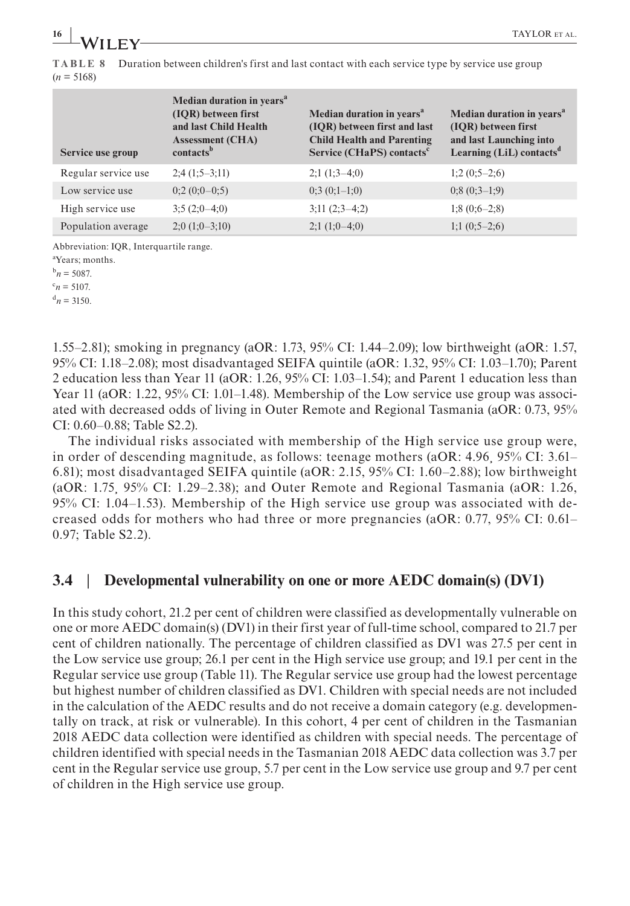**TABLE 8** Duration between children's first and last contact with each service type by service use group ($n$ = 5168)

| Service use group | Median duration in years[a] (IQR) between first and last Child Health Assessment (CHA) contacts[b] | Median duration in years[a] (IQR) between first and last Child Health and Parenting Service (CHaPS) contacts[c] | Median duration in years[a] (IQR) between first and last Launching into Learning (LiL) contacts[d] |
|---|---|---|---|
| Regular service use | 2;4 (1;5–3;11) | 2;1 (1;3–4;0) | 1;2 (0;5–2;6) |
| Low service use | 0;2 (0;0–0;5) | 0;3 (0;1–1;0) | 0;8 (0;3–1;9) |
| High service use | 3;5 (2;0–4;0) | 3;11 (2;3–4;2) | 1;8 (0;6–2;8) |
| Population average | 2;0 (1;0–3;10) | 2;1 (1;0–4;0) | 1;1 (0;5–2;6) |

Abbreviation: IQR, Interquartile range.

[a]Years; months.

[b]$n$ = 5087.

[c]$n$ = 5107.

[d]$n$ = 3150.

1.55–2.81); smoking in pregnancy (aOR: 1.73, 95% CI: 1.44–2.09); low birthweight (aOR: 1.57, 95% CI: 1.18–2.08); most disadvantaged SEIFA quintile (aOR: 1.32, 95% CI: 1.03–1.70); Parent 2 education less than Year 11 (aOR: 1.26, 95% CI: 1.03–1.54); and Parent 1 education less than Year 11 (aOR: 1.22, 95% CI: 1.01–1.48). Membership of the Low service use group was associated with decreased odds of living in Outer Remote and Regional Tasmania (aOR: 0.73, 95% CI: 0.60–0.88; Table S2.2).

The individual risks associated with membership of the High service use group were, in order of descending magnitude, as follows: teenage mothers (aOR: 4.96¸ 95% CI: 3.61–6.81); most disadvantaged SEIFA quintile (aOR: 2.15, 95% CI: 1.60–2.88); low birthweight (aOR: 1.75¸ 95% CI: 1.29–2.38); and Outer Remote and Regional Tasmania (aOR: 1.26, 95% CI: 1.04–1.53). Membership of the High service use group was associated with decreased odds for mothers who had three or more pregnancies (aOR: 0.77, 95% CI: 0.61–0.97; Table S2.2).

## 3.4 | Developmental vulnerability on one or more AEDC domain(s) (DV1)

In this study cohort, 21.2 per cent of children were classified as developmentally vulnerable on one or more AEDC domain(s) (DV1) in their first year of full-time school, compared to 21.7 per cent of children nationally. The percentage of children classified as DV1 was 27.5 per cent in the Low service use group; 26.1 per cent in the High service use group; and 19.1 per cent in the Regular service use group (Table 11). The Regular service use group had the lowest percentage but highest number of children classified as DV1. Children with special needs are not included in the calculation of the AEDC results and do not receive a domain category (e.g. developmentally on track, at risk or vulnerable). In this cohort, 4 per cent of children in the Tasmanian 2018 AEDC data collection were identified as children with special needs. The percentage of children identified with special needs in the Tasmanian 2018 AEDC data collection was 3.7 per cent in the Regular service use group, 5.7 per cent in the Low service use group and 9.7 per cent of children in the High service use group.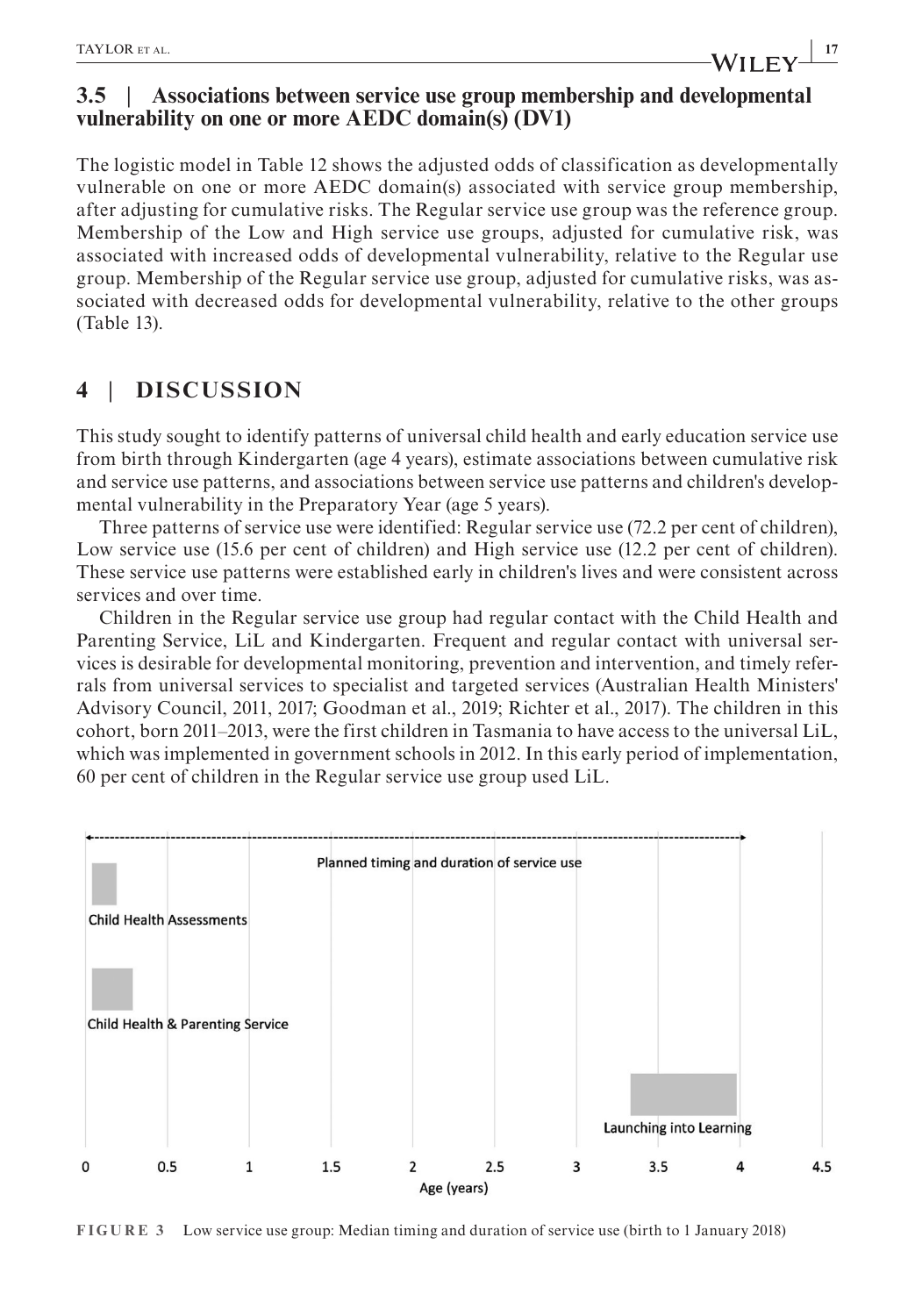## 3.5 | Associations between service use group membership and developmental vulnerability on one or more AEDC domain(s) (DV1)

The logistic model in Table 12 shows the adjusted odds of classification as developmentally vulnerable on one or more AEDC domain(s) associated with service group membership, after adjusting for cumulative risks. The Regular service use group was the reference group. Membership of the Low and High service use groups, adjusted for cumulative risk, was associated with increased odds of developmental vulnerability, relative to the Regular use group. Membership of the Regular service use group, adjusted for cumulative risks, was associated with decreased odds for developmental vulnerability, relative to the other groups (Table 13).

# 4 | DISCUSSION

This study sought to identify patterns of universal child health and early education service use from birth through Kindergarten (age 4 years), estimate associations between cumulative risk and service use patterns, and associations between service use patterns and children's developmental vulnerability in the Preparatory Year (age 5 years).

Three patterns of service use were identified: Regular service use (72.2 per cent of children), Low service use (15.6 per cent of children) and High service use (12.2 per cent of children). These service use patterns were established early in children's lives and were consistent across services and over time.

Children in the Regular service use group had regular contact with the Child Health and Parenting Service, LiL and Kindergarten. Frequent and regular contact with universal services is desirable for developmental monitoring, prevention and intervention, and timely referrals from universal services to specialist and targeted services (Australian Health Ministers' Advisory Council, 2011, 2017; Goodman et al., 2019; Richter et al., 2017). The children in this cohort, born 2011–2013, were the first children in Tasmania to have access to the universal LiL, which was implemented in government schools in 2012. In this early period of implementation, 60 per cent of children in the Regular service use group used LiL.

**FIGURE 3** Low service use group: Median timing and duration of service use (birth to 1 January 2018)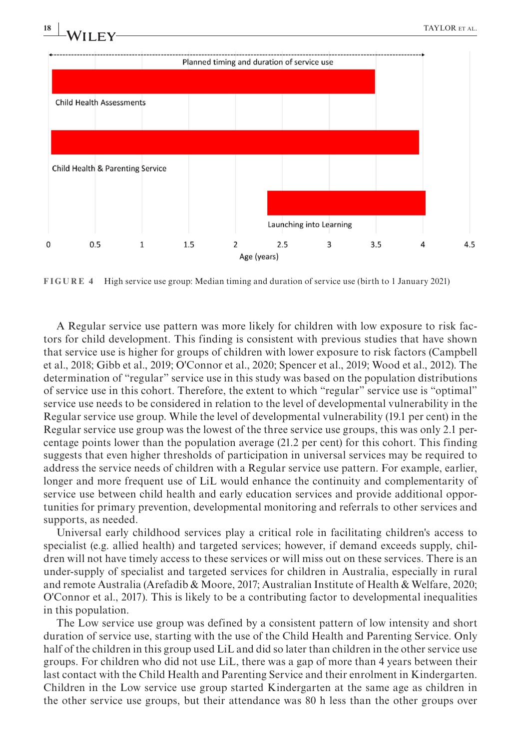**FIGURE 4** High service use group: Median timing and duration of service use (birth to 1 January 2021)

A Regular service use pattern was more likely for children with low exposure to risk factors for child development. This finding is consistent with previous studies that have shown that service use is higher for groups of children with lower exposure to risk factors (Campbell et al., 2018; Gibb et al., 2019; O'Connor et al., 2020; Spencer et al., 2019; Wood et al., 2012). The determination of "regular" service use in this study was based on the population distributions of service use in this cohort. Therefore, the extent to which "regular" service use is "optimal" service use needs to be considered in relation to the level of developmental vulnerability in the Regular service use group. While the level of developmental vulnerability (19.1 per cent) in the Regular service use group was the lowest of the three service use groups, this was only 2.1 percentage points lower than the population average (21.2 per cent) for this cohort. This finding suggests that even higher thresholds of participation in universal services may be required to address the service needs of children with a Regular service use pattern. For example, earlier, longer and more frequent use of LiL would enhance the continuity and complementarity of service use between child health and early education services and provide additional opportunities for primary prevention, developmental monitoring and referrals to other services and supports, as needed.

Universal early childhood services play a critical role in facilitating children's access to specialist (e.g. allied health) and targeted services; however, if demand exceeds supply, children will not have timely access to these services or will miss out on these services. There is an under-supply of specialist and targeted services for children in Australia, especially in rural and remote Australia (Arefadib & Moore, 2017; Australian Institute of Health & Welfare, 2020; O'Connor et al., 2017). This is likely to be a contributing factor to developmental inequalities in this population.

The Low service use group was defined by a consistent pattern of low intensity and short duration of service use, starting with the use of the Child Health and Parenting Service. Only half of the children in this group used LiL and did so later than children in the other service use groups. For children who did not use LiL, there was a gap of more than 4 years between their last contact with the Child Health and Parenting Service and their enrolment in Kindergarten. Children in the Low service use group started Kindergarten at the same age as children in the other service use groups, but their attendance was 80 h less than the other groups over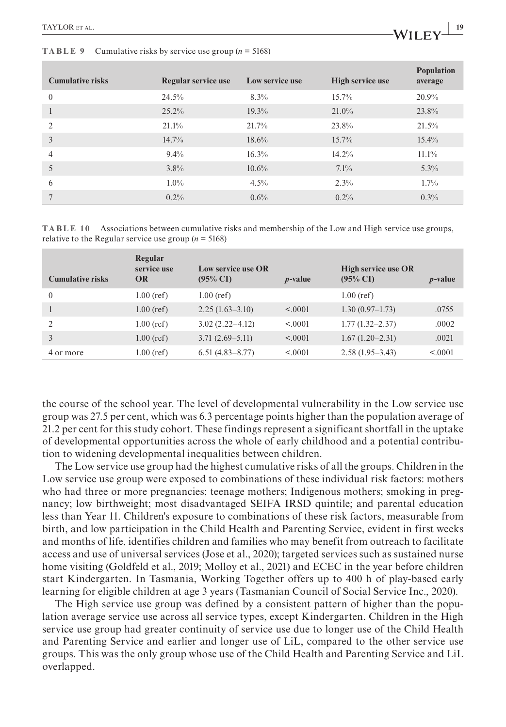**TABLE 9** Cumulative risks by service use group ($n$ = 5168)

| Cumulative risks | Regular service use | Low service use | High service use | Population average |
|---|---|---|---|---|
| 0 | 24.5% | 8.3% | 15.7% | 20.9% |
| 1 | 25.2% | 19.3% | 21.0% | 23.8% |
| 2 | 21.1% | 21.7% | 23.8% | 21.5% |
| 3 | 14.7% | 18.6% | 15.7% | 15.4% |
| 4 | 9.4% | 16.3% | 14.2% | 11.1% |
| 5 | 3.8% | 10.6% | 7.1% | 5.3% |
| 6 | 1.0% | 4.5% | 2.3% | 1.7% |
| 7 | 0.2% | 0.6% | 0.2% | 0.3% |

**TABLE 10** Associations between cumulative risks and membership of the Low and High service use groups, relative to the Regular service use group ($n$ = 5168)

| Cumulative risks | Regular service use OR | Low service use OR (95% CI) | $p$-value | High service use OR (95% CI) | $p$-value |
|---|---|---|---|---|---|
| 0 | 1.00 (ref) | 1.00 (ref) | | 1.00 (ref) | |
| 1 | 1.00 (ref) | 2.25 (1.63–3.10) | <.0001 | 1.30 (0.97–1.73) | .0755 |
| 2 | 1.00 (ref) | 3.02 (2.22–4.12) | <.0001 | 1.77 (1.32–2.37) | .0002 |
| 3 | 1.00 (ref) | 3.71 (2.69–5.11) | <.0001 | 1.67 (1.20–2.31) | .0021 |
| 4 or more | 1.00 (ref) | 6.51 (4.83–8.77) | <.0001 | 2.58 (1.95–3.43) | <.0001 |

the course of the school year. The level of developmental vulnerability in the Low service use group was 27.5 per cent, which was 6.3 percentage points higher than the population average of 21.2 per cent for this study cohort. These findings represent a significant shortfall in the uptake of developmental opportunities across the whole of early childhood and a potential contribution to widening developmental inequalities between children.

The Low service use group had the highest cumulative risks of all the groups. Children in the Low service use group were exposed to combinations of these individual risk factors: mothers who had three or more pregnancies; teenage mothers; Indigenous mothers; smoking in pregnancy; low birthweight; most disadvantaged SEIFA IRSD quintile; and parental education less than Year 11. Children's exposure to combinations of these risk factors, measurable from birth, and low participation in the Child Health and Parenting Service, evident in first weeks and months of life, identifies children and families who may benefit from outreach to facilitate access and use of universal services (Jose et al., 2020); targeted services such as sustained nurse home visiting (Goldfeld et al., 2019; Molloy et al., 2021) and ECEC in the year before children start Kindergarten. In Tasmania, Working Together offers up to 400 h of play-based early learning for eligible children at age 3 years (Tasmanian Council of Social Service Inc., 2020).

The High service use group was defined by a consistent pattern of higher than the population average service use across all service types, except Kindergarten. Children in the High service use group had greater continuity of service use due to longer use of the Child Health and Parenting Service and earlier and longer use of LiL, compared to the other service use groups. This was the only group whose use of the Child Health and Parenting Service and LiL overlapped.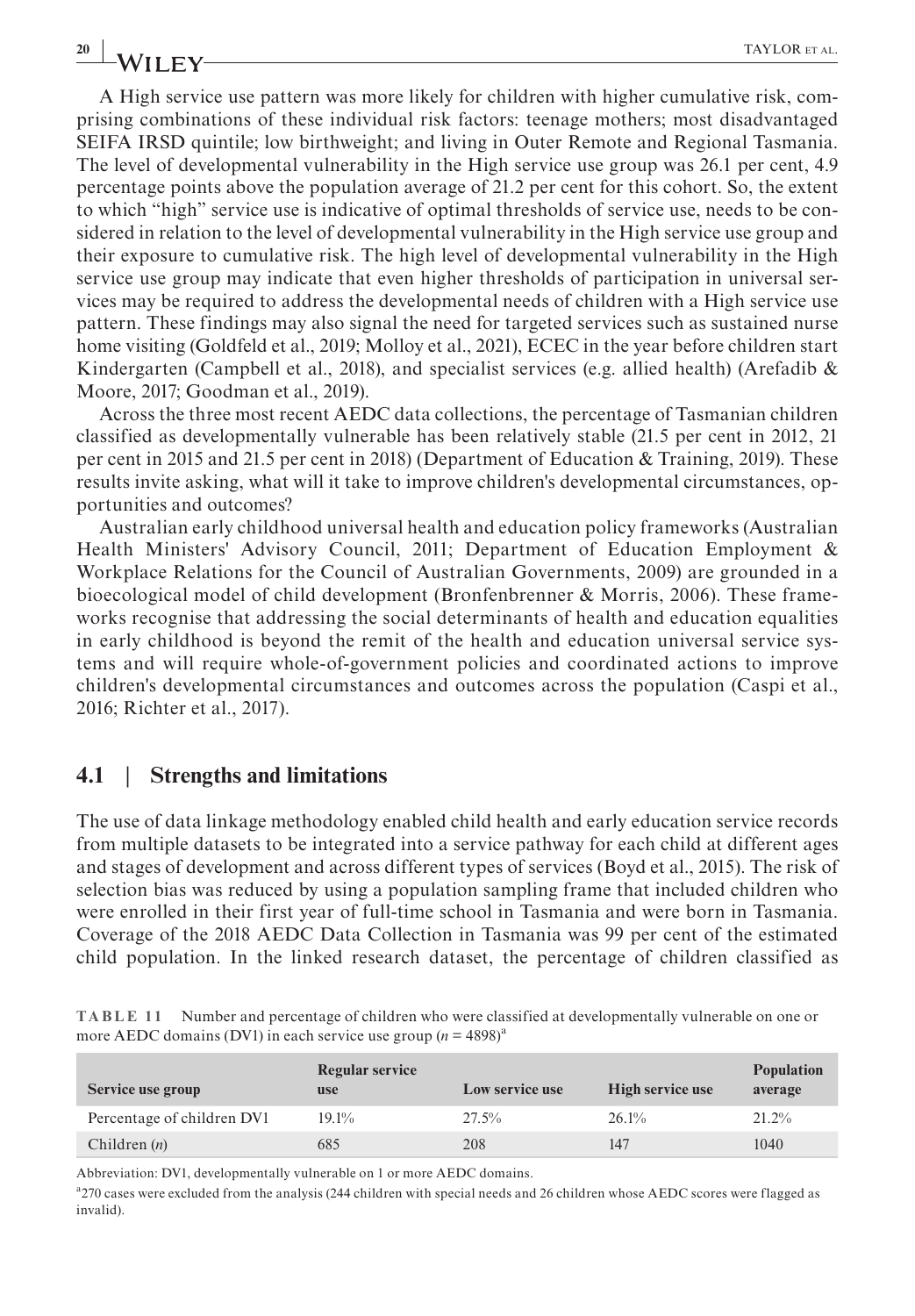A High service use pattern was more likely for children with higher cumulative risk, comprising combinations of these individual risk factors: teenage mothers; most disadvantaged SEIFA IRSD quintile; low birthweight; and living in Outer Remote and Regional Tasmania. The level of developmental vulnerability in the High service use group was 26.1 per cent, 4.9 percentage points above the population average of 21.2 per cent for this cohort. So, the extent to which "high" service use is indicative of optimal thresholds of service use, needs to be considered in relation to the level of developmental vulnerability in the High service use group and their exposure to cumulative risk. The high level of developmental vulnerability in the High service use group may indicate that even higher thresholds of participation in universal services may be required to address the developmental needs of children with a High service use pattern. These findings may also signal the need for targeted services such as sustained nurse home visiting (Goldfeld et al., 2019; Molloy et al., 2021), ECEC in the year before children start Kindergarten (Campbell et al., 2018), and specialist services (e.g. allied health) (Arefadib & Moore, 2017; Goodman et al., 2019).

Across the three most recent AEDC data collections, the percentage of Tasmanian children classified as developmentally vulnerable has been relatively stable (21.5 per cent in 2012, 21 per cent in 2015 and 21.5 per cent in 2018) (Department of Education & Training, 2019). These results invite asking, what will it take to improve children's developmental circumstances, opportunities and outcomes?

Australian early childhood universal health and education policy frameworks (Australian Health Ministers' Advisory Council, 2011; Department of Education Employment & Workplace Relations for the Council of Australian Governments, 2009) are grounded in a bioecological model of child development (Bronfenbrenner & Morris, 2006). These frameworks recognise that addressing the social determinants of health and education equalities in early childhood is beyond the remit of the health and education universal service systems and will require whole-of-government policies and coordinated actions to improve children's developmental circumstances and outcomes across the population (Caspi et al., 2016; Richter et al., 2017).

## 4.1 | Strengths and limitations

The use of data linkage methodology enabled child health and early education service records from multiple datasets to be integrated into a service pathway for each child at different ages and stages of development and across different types of services (Boyd et al., 2015). The risk of selection bias was reduced by using a population sampling frame that included children who were enrolled in their first year of full-time school in Tasmania and were born in Tasmania. Coverage of the 2018 AEDC Data Collection in Tasmania was 99 per cent of the estimated child population. In the linked research dataset, the percentage of children classified as

**TABLE 11** Number and percentage of children who were classified at developmentally vulnerable on one or more AEDC domains (DV1) in each service use group ($n = 4898$)[a]

| Service use group | Regular service use | Low service use | High service use | Population average |
|---|---|---|---|---|
| Percentage of children DV1 | 19.1% | 27.5% | 26.1% | 21.2% |
| Children ($n$) | 685 | 208 | 147 | 1040 |

Abbreviation: DV1, developmentally vulnerable on 1 or more AEDC domains.

[a]270 cases were excluded from the analysis (244 children with special needs and 26 children whose AEDC scores were flagged as invalid).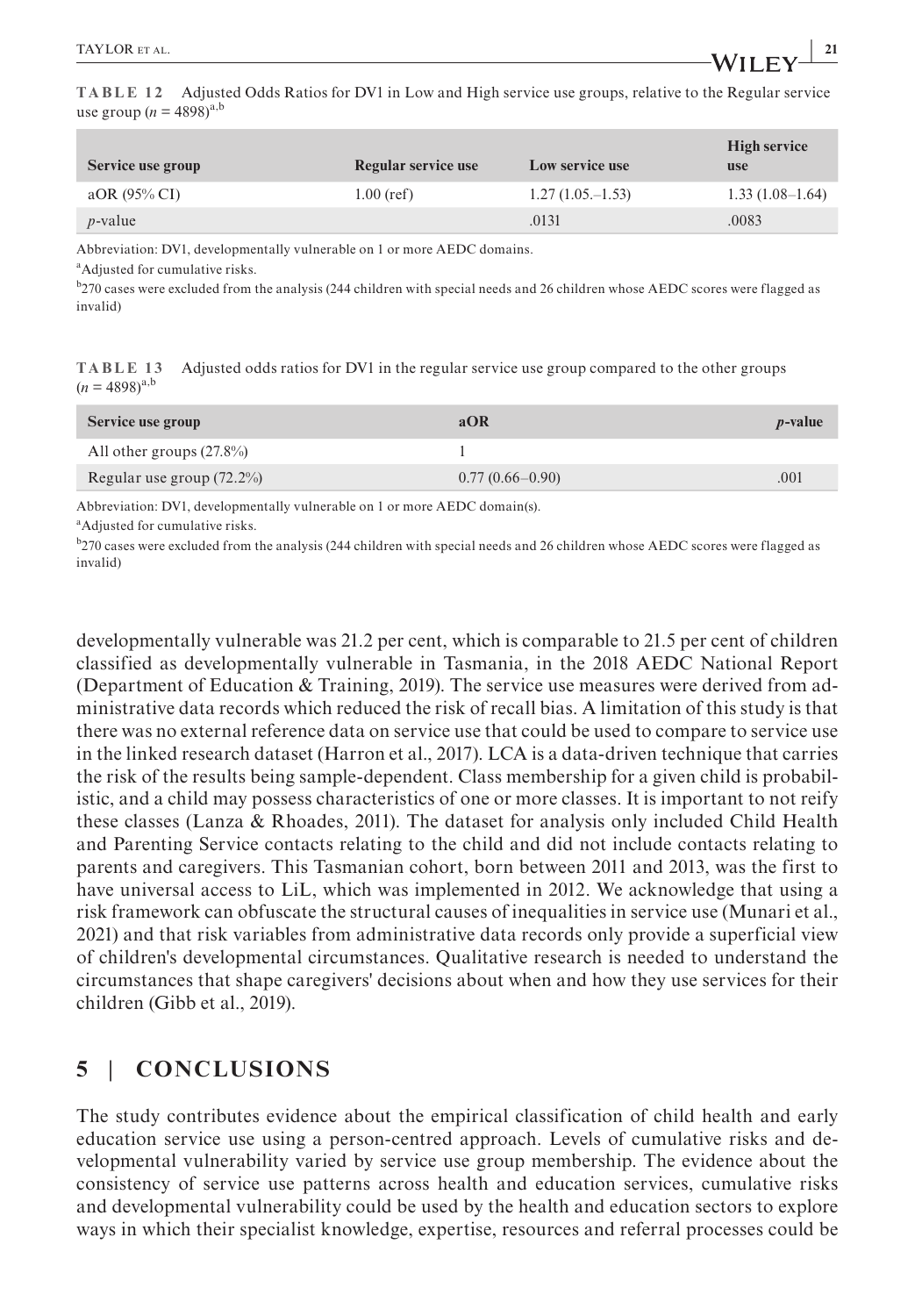**TABLE 12** Adjusted Odds Ratios for DV1 in Low and High service use groups, relative to the Regular service use group ($n = 4898$)[a,b]

| Service use group | Regular service use | Low service use | High service use |
|---|---|---|---|
| aOR (95% CI) | 1.00 (ref) | 1.27 (1.05.–1.53) | 1.33 (1.08–1.64) |
| *p*-value | | .0131 | .0083 |

Abbreviation: DV1, developmentally vulnerable on 1 or more AEDC domains.

[a]Adjusted for cumulative risks.

[b]270 cases were excluded from the analysis (244 children with special needs and 26 children whose AEDC scores were flagged as invalid)

**TABLE 13** Adjusted odds ratios for DV1 in the regular service use group compared to the other groups ($n = 4898$)[a,b]

| Service use group | aOR | *p*-value |
|---|---|---|
| All other groups (27.8%) | 1 | |
| Regular use group (72.2%) | 0.77 (0.66–0.90) | .001 |

Abbreviation: DV1, developmentally vulnerable on 1 or more AEDC domain(s).

[a]Adjusted for cumulative risks.

[b]270 cases were excluded from the analysis (244 children with special needs and 26 children whose AEDC scores were flagged as invalid)

developmentally vulnerable was 21.2 per cent, which is comparable to 21.5 per cent of children classified as developmentally vulnerable in Tasmania, in the 2018 AEDC National Report (Department of Education & Training, 2019). The service use measures were derived from administrative data records which reduced the risk of recall bias. A limitation of this study is that there was no external reference data on service use that could be used to compare to service use in the linked research dataset (Harron et al., 2017). LCA is a data-driven technique that carries the risk of the results being sample-dependent. Class membership for a given child is probabilistic, and a child may possess characteristics of one or more classes. It is important to not reify these classes (Lanza & Rhoades, 2011). The dataset for analysis only included Child Health and Parenting Service contacts relating to the child and did not include contacts relating to parents and caregivers. This Tasmanian cohort, born between 2011 and 2013, was the first to have universal access to LiL, which was implemented in 2012. We acknowledge that using a risk framework can obfuscate the structural causes of inequalities in service use (Munari et al., 2021) and that risk variables from administrative data records only provide a superficial view of children's developmental circumstances. Qualitative research is needed to understand the circumstances that shape caregivers' decisions about when and how they use services for their children (Gibb et al., 2019).

## 5 | CONCLUSIONS

The study contributes evidence about the empirical classification of child health and early education service use using a person-centred approach. Levels of cumulative risks and developmental vulnerability varied by service use group membership. The evidence about the consistency of service use patterns across health and education services, cumulative risks and developmental vulnerability could be used by the health and education sectors to explore ways in which their specialist knowledge, expertise, resources and referral processes could be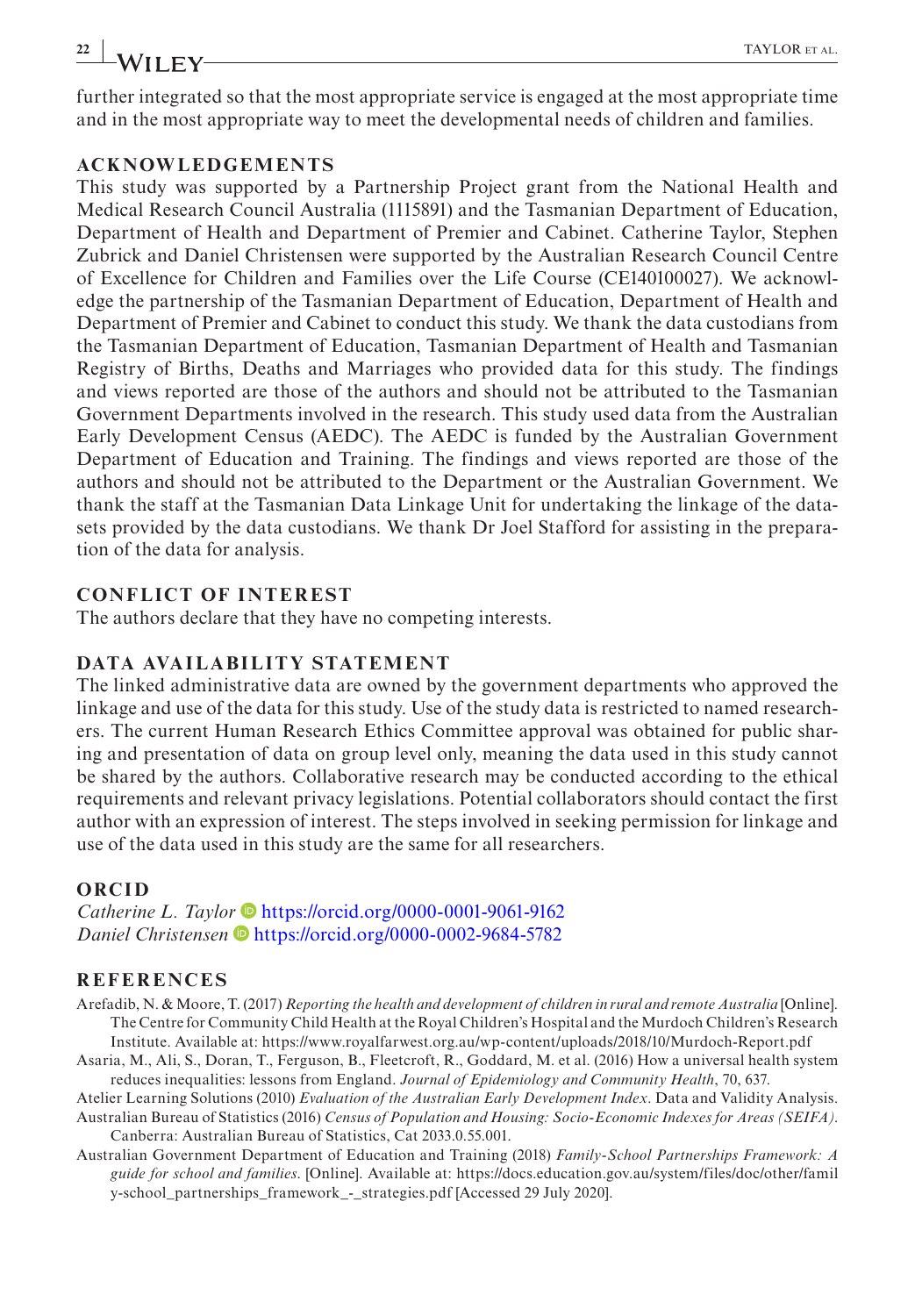further integrated so that the most appropriate service is engaged at the most appropriate time and in the most appropriate way to meet the developmental needs of children and families.

## ACKNOWLEDGEMENTS

This study was supported by a Partnership Project grant from the National Health and Medical Research Council Australia (1115891) and the Tasmanian Department of Education, Department of Health and Department of Premier and Cabinet. Catherine Taylor, Stephen Zubrick and Daniel Christensen were supported by the Australian Research Council Centre of Excellence for Children and Families over the Life Course (CE140100027). We acknowledge the partnership of the Tasmanian Department of Education, Department of Health and Department of Premier and Cabinet to conduct this study. We thank the data custodians from the Tasmanian Department of Education, Tasmanian Department of Health and Tasmanian Registry of Births, Deaths and Marriages who provided data for this study. The findings and views reported are those of the authors and should not be attributed to the Tasmanian Government Departments involved in the research. This study used data from the Australian Early Development Census (AEDC). The AEDC is funded by the Australian Government Department of Education and Training. The findings and views reported are those of the authors and should not be attributed to the Department or the Australian Government. We thank the staff at the Tasmanian Data Linkage Unit for undertaking the linkage of the datasets provided by the data custodians. We thank Dr Joel Stafford for assisting in the preparation of the data for analysis.

## CONFLICT OF INTEREST

The authors declare that they have no competing interests.

## DATA AVAILABILITY STATEMENT

The linked administrative data are owned by the government departments who approved the linkage and use of the data for this study. Use of the study data is restricted to named researchers. The current Human Research Ethics Committee approval was obtained for public sharing and presentation of data on group level only, meaning the data used in this study cannot be shared by the authors. Collaborative research may be conducted according to the ethical requirements and relevant privacy legislations. Potential collaborators should contact the first author with an expression of interest. The steps involved in seeking permission for linkage and use of the data used in this study are the same for all researchers.

## ORCID

*Catherine L. Taylor* https://orcid.org/0000-0001-9061-9162
*Daniel Christensen* https://orcid.org/0000-0002-9684-5782

## REFERENCES

Arefadib, N. & Moore, T. (2017) *Reporting the health and development of children in rural and remote Australia* [Online]. The Centre for Community Child Health at the Royal Children's Hospital and the Murdoch Children's Research Institute. Available at: https://www.royalfarwest.org.au/wp-content/uploads/2018/10/Murdoch-Report.pdf

Asaria, M., Ali, S., Doran, T., Ferguson, B., Fleetcroft, R., Goddard, M. et al. (2016) How a universal health system reduces inequalities: lessons from England. *Journal of Epidemiology and Community Health*, 70, 637.

Atelier Learning Solutions (2010) *Evaluation of the Australian Early Development Index*. Data and Validity Analysis.

Australian Bureau of Statistics (2016) *Census of Population and Housing: Socio-Economic Indexes for Areas (SEIFA)*. Canberra: Australian Bureau of Statistics, Cat 2033.0.55.001.

Australian Government Department of Education and Training (2018) *Family-School Partnerships Framework: A guide for school and families*. [Online]. Available at: https://docs.education.gov.au/system/files/doc/other/family-school_partnerships_framework_-_strategies.pdf [Accessed 29 July 2020].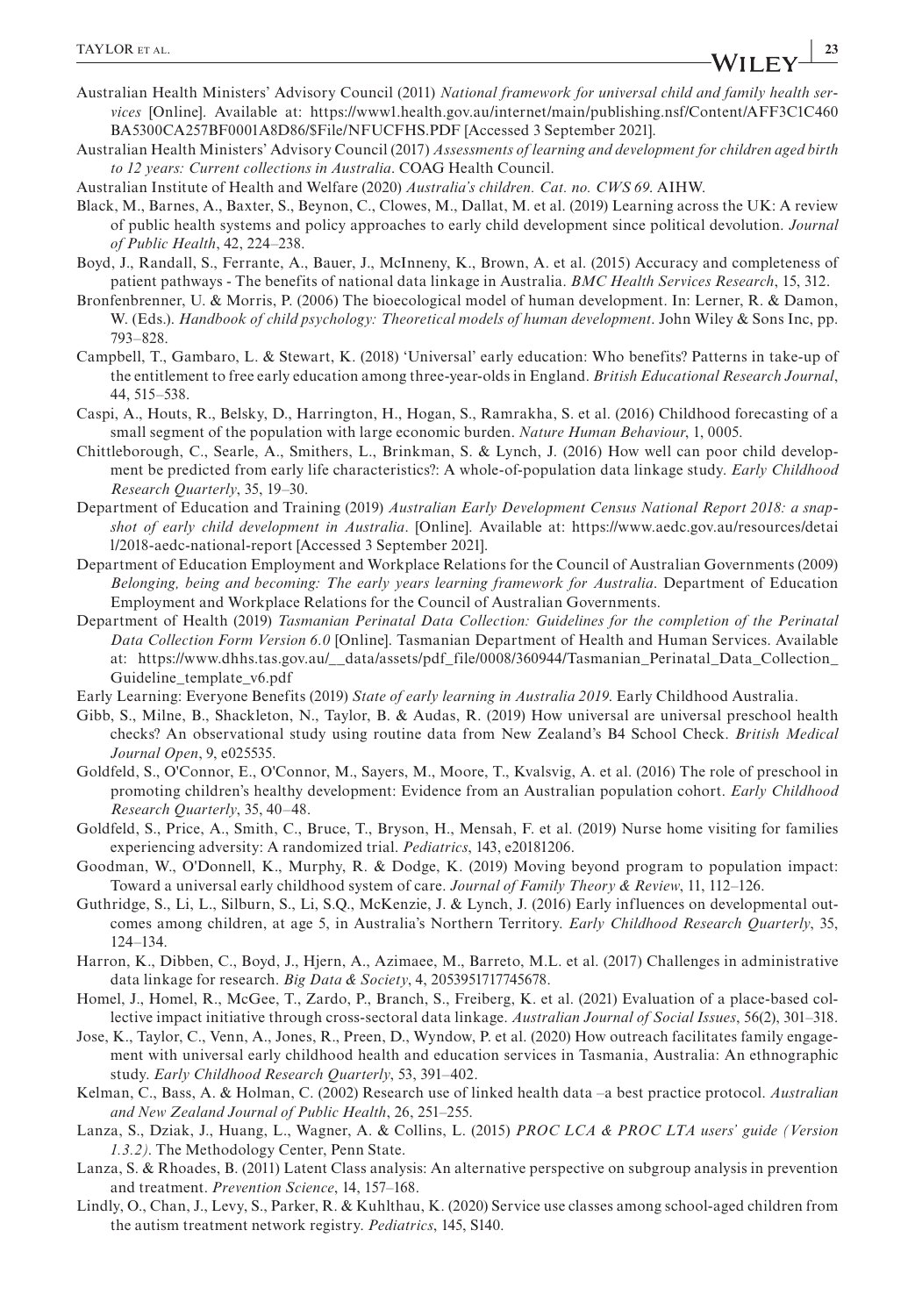Australian Health Ministers' Advisory Council (2011) *National framework for universal child and family health services* [Online]. Available at: https://www1.health.gov.au/internet/main/publishing.nsf/Content/AFF3C1C460BA5300CA257BF0001A8D86/$File/NFUCFHS.PDF [Accessed 3 September 2021].

Australian Health Ministers' Advisory Council (2017) *Assessments of learning and development for children aged birth to 12 years: Current collections in Australia*. COAG Health Council.

Australian Institute of Health and Welfare (2020) *Australia's children. Cat. no. CWS 69*. AIHW.

Black, M., Barnes, A., Baxter, S., Beynon, C., Clowes, M., Dallat, M. et al. (2019) Learning across the UK: A review of public health systems and policy approaches to early child development since political devolution. *Journal of Public Health*, 42, 224–238.

Boyd, J., Randall, S., Ferrante, A., Bauer, J., McInneny, K., Brown, A. et al. (2015) Accuracy and completeness of patient pathways - The benefits of national data linkage in Australia. *BMC Health Services Research*, 15, 312.

Bronfenbrenner, U. & Morris, P. (2006) The bioecological model of human development. In: Lerner, R. & Damon, W. (Eds.). *Handbook of child psychology: Theoretical models of human development*. John Wiley & Sons Inc, pp. 793–828.

Campbell, T., Gambaro, L. & Stewart, K. (2018) 'Universal' early education: Who benefits? Patterns in take-up of the entitlement to free early education among three-year-olds in England. *British Educational Research Journal*, 44, 515–538.

Caspi, A., Houts, R., Belsky, D., Harrington, H., Hogan, S., Ramrakha, S. et al. (2016) Childhood forecasting of a small segment of the population with large economic burden. *Nature Human Behaviour*, 1, 0005.

Chittleborough, C., Searle, A., Smithers, L., Brinkman, S. & Lynch, J. (2016) How well can poor child development be predicted from early life characteristics?: A whole-of-population data linkage study. *Early Childhood Research Quarterly*, 35, 19–30.

Department of Education and Training (2019) *Australian Early Development Census National Report 2018: a snapshot of early child development in Australia*. [Online]. Available at: https://www.aedc.gov.au/resources/detail/2018-aedc-national-report [Accessed 3 September 2021].

Department of Education Employment and Workplace Relations for the Council of Australian Governments (2009) *Belonging, being and becoming: The early years learning framework for Australia*. Department of Education Employment and Workplace Relations for the Council of Australian Governments.

Department of Health (2019) *Tasmanian Perinatal Data Collection: Guidelines for the completion of the Perinatal Data Collection Form Version 6.0* [Online]. Tasmanian Department of Health and Human Services. Available at: https://www.dhhs.tas.gov.au/__data/assets/pdf_file/0008/360944/Tasmanian_Perinatal_Data_Collection_Guideline_template_v6.pdf

Early Learning: Everyone Benefits (2019) *State of early learning in Australia 2019*. Early Childhood Australia.

Gibb, S., Milne, B., Shackleton, N., Taylor, B. & Audas, R. (2019) How universal are universal preschool health checks? An observational study using routine data from New Zealand's B4 School Check. *British Medical Journal Open*, 9, e025535.

Goldfeld, S., O'Connor, E., O'Connor, M., Sayers, M., Moore, T., Kvalsvig, A. et al. (2016) The role of preschool in promoting children's healthy development: Evidence from an Australian population cohort. *Early Childhood Research Quarterly*, 35, 40–48.

Goldfeld, S., Price, A., Smith, C., Bruce, T., Bryson, H., Mensah, F. et al. (2019) Nurse home visiting for families experiencing adversity: A randomized trial. *Pediatrics*, 143, e20181206.

Goodman, W., O'Donnell, K., Murphy, R. & Dodge, K. (2019) Moving beyond program to population impact: Toward a universal early childhood system of care. *Journal of Family Theory & Review*, 11, 112–126.

Guthridge, S., Li, L., Silburn, S., Li, S.Q., McKenzie, J. & Lynch, J. (2016) Early influences on developmental outcomes among children, at age 5, in Australia's Northern Territory. *Early Childhood Research Quarterly*, 35, 124–134.

Harron, K., Dibben, C., Boyd, J., Hjern, A., Azimaee, M., Barreto, M.L. et al. (2017) Challenges in administrative data linkage for research. *Big Data & Society*, 4, 2053951717745678.

Homel, J., Homel, R., McGee, T., Zardo, P., Branch, S., Freiberg, K. et al. (2021) Evaluation of a place-based collective impact initiative through cross-sectoral data linkage. *Australian Journal of Social Issues*, 56(2), 301–318.

Jose, K., Taylor, C., Venn, A., Jones, R., Preen, D., Wyndow, P. et al. (2020) How outreach facilitates family engagement with universal early childhood health and education services in Tasmania, Australia: An ethnographic study. *Early Childhood Research Quarterly*, 53, 391–402.

Kelman, C., Bass, A. & Holman, C. (2002) Research use of linked health data –a best practice protocol. *Australian and New Zealand Journal of Public Health*, 26, 251–255.

Lanza, S., Dziak, J., Huang, L., Wagner, A. & Collins, L. (2015) *PROC LCA & PROC LTA users' guide (Version 1.3.2)*. The Methodology Center, Penn State.

Lanza, S. & Rhoades, B. (2011) Latent Class analysis: An alternative perspective on subgroup analysis in prevention and treatment. *Prevention Science*, 14, 157–168.

Lindly, O., Chan, J., Levy, S., Parker, R. & Kuhlthau, K. (2020) Service use classes among school-aged children from the autism treatment network registry. *Pediatrics*, 145, S140.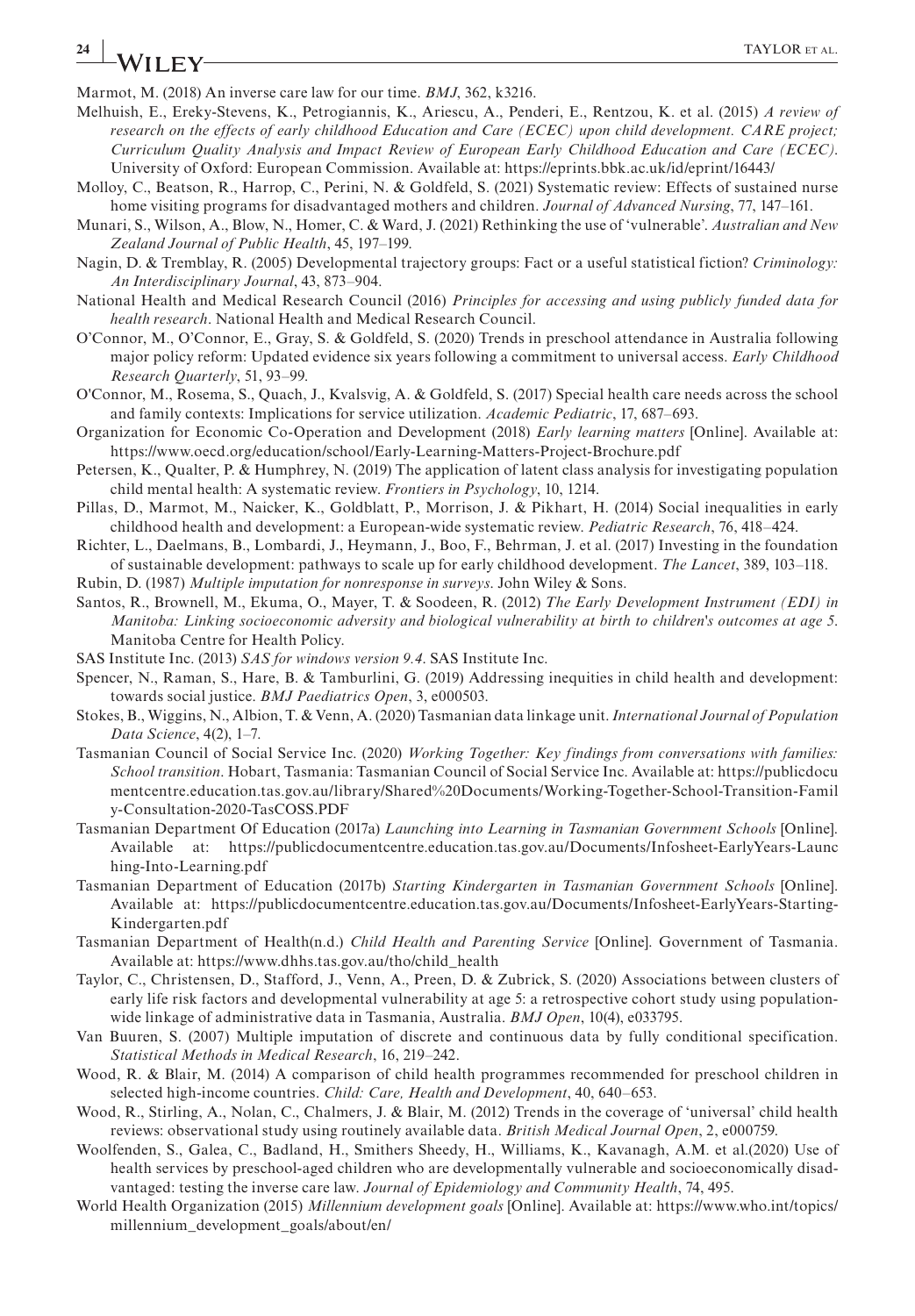Marmot, M. (2018) An inverse care law for our time. *BMJ*, 362, k3216.

Melhuish, E., Ereky-Stevens, K., Petrogiannis, K., Ariescu, A., Penderi, E., Rentzou, K. et al. (2015) *A review of research on the effects of early childhood Education and Care (ECEC) upon child development. CARE project; Curriculum Quality Analysis and Impact Review of European Early Childhood Education and Care (ECEC)*. University of Oxford: European Commission. Available at: https://eprints.bbk.ac.uk/id/eprint/16443/

Molloy, C., Beatson, R., Harrop, C., Perini, N. & Goldfeld, S. (2021) Systematic review: Effects of sustained nurse home visiting programs for disadvantaged mothers and children. *Journal of Advanced Nursing*, 77, 147–161.

Munari, S., Wilson, A., Blow, N., Homer, C. & Ward, J. (2021) Rethinking the use of 'vulnerable'. *Australian and New Zealand Journal of Public Health*, 45, 197–199.

Nagin, D. & Tremblay, R. (2005) Developmental trajectory groups: Fact or a useful statistical fiction? *Criminology: An Interdisciplinary Journal*, 43, 873–904.

National Health and Medical Research Council (2016) *Principles for accessing and using publicly funded data for health research*. National Health and Medical Research Council.

O'Connor, M., O'Connor, E., Gray, S. & Goldfeld, S. (2020) Trends in preschool attendance in Australia following major policy reform: Updated evidence six years following a commitment to universal access. *Early Childhood Research Quarterly*, 51, 93–99.

O'Connor, M., Rosema, S., Quach, J., Kvalsvig, A. & Goldfeld, S. (2017) Special health care needs across the school and family contexts: Implications for service utilization. *Academic Pediatric*, 17, 687–693.

Organization for Economic Co-Operation and Development (2018) *Early learning matters* [Online]. Available at: https://www.oecd.org/education/school/Early-Learning-Matters-Project-Brochure.pdf

Petersen, K., Qualter, P. & Humphrey, N. (2019) The application of latent class analysis for investigating population child mental health: A systematic review. *Frontiers in Psychology*, 10, 1214.

Pillas, D., Marmot, M., Naicker, K., Goldblatt, P., Morrison, J. & Pikhart, H. (2014) Social inequalities in early childhood health and development: a European-wide systematic review. *Pediatric Research*, 76, 418–424.

Richter, L., Daelmans, B., Lombardi, J., Heymann, J., Boo, F., Behrman, J. et al. (2017) Investing in the foundation of sustainable development: pathways to scale up for early childhood development. *The Lancet*, 389, 103–118.

Rubin, D. (1987) *Multiple imputation for nonresponse in surveys*. John Wiley & Sons.

Santos, R., Brownell, M., Ekuma, O., Mayer, T. & Soodeen, R. (2012) *The Early Development Instrument (EDI) in Manitoba: Linking socioeconomic adversity and biological vulnerability at birth to children's outcomes at age 5*. Manitoba Centre for Health Policy.

SAS Institute Inc. (2013) *SAS for windows version 9.4*. SAS Institute Inc.

Spencer, N., Raman, S., Hare, B. & Tamburlini, G. (2019) Addressing inequities in child health and development: towards social justice. *BMJ Paediatrics Open*, 3, e000503.

Stokes, B., Wiggins, N., Albion, T. & Venn, A. (2020) Tasmanian data linkage unit. *International Journal of Population Data Science*, 4(2), 1–7.

Tasmanian Council of Social Service Inc. (2020) *Working Together: Key findings from conversations with families: School transition*. Hobart, Tasmania: Tasmanian Council of Social Service Inc. Available at: https://publicdocumentcentre.education.tas.gov.au/library/Shared%20Documents/Working-Together-School-Transition-Family-Consultation-2020-TasCOSS.PDF

Tasmanian Department Of Education (2017a) *Launching into Learning in Tasmanian Government Schools* [Online]. Available at: https://publicdocumentcentre.education.tas.gov.au/Documents/Infosheet-EarlyYears-Launching-Into-Learning.pdf

Tasmanian Department of Education (2017b) *Starting Kindergarten in Tasmanian Government Schools* [Online]. Available at: https://publicdocumentcentre.education.tas.gov.au/Documents/Infosheet-EarlyYears-Starting-Kindergarten.pdf

Tasmanian Department of Health(n.d.) *Child Health and Parenting Service* [Online]. Government of Tasmania. Available at: https://www.dhhs.tas.gov.au/tho/child_health

Taylor, C., Christensen, D., Stafford, J., Venn, A., Preen, D. & Zubrick, S. (2020) Associations between clusters of early life risk factors and developmental vulnerability at age 5: a retrospective cohort study using population-wide linkage of administrative data in Tasmania, Australia. *BMJ Open*, 10(4), e033795.

Van Buuren, S. (2007) Multiple imputation of discrete and continuous data by fully conditional specification. *Statistical Methods in Medical Research*, 16, 219–242.

Wood, R. & Blair, M. (2014) A comparison of child health programmes recommended for preschool children in selected high-income countries. *Child: Care, Health and Development*, 40, 640–653.

Wood, R., Stirling, A., Nolan, C., Chalmers, J. & Blair, M. (2012) Trends in the coverage of 'universal' child health reviews: observational study using routinely available data. *British Medical Journal Open*, 2, e000759.

Woolfenden, S., Galea, C., Badland, H., Smithers Sheedy, H., Williams, K., Kavanagh, A.M. et al.(2020) Use of health services by preschool-aged children who are developmentally vulnerable and socioeconomically disadvantaged: testing the inverse care law. *Journal of Epidemiology and Community Health*, 74, 495.

World Health Organization (2015) *Millennium development goals* [Online]. Available at: https://www.who.int/topics/millennium_development_goals/about/en/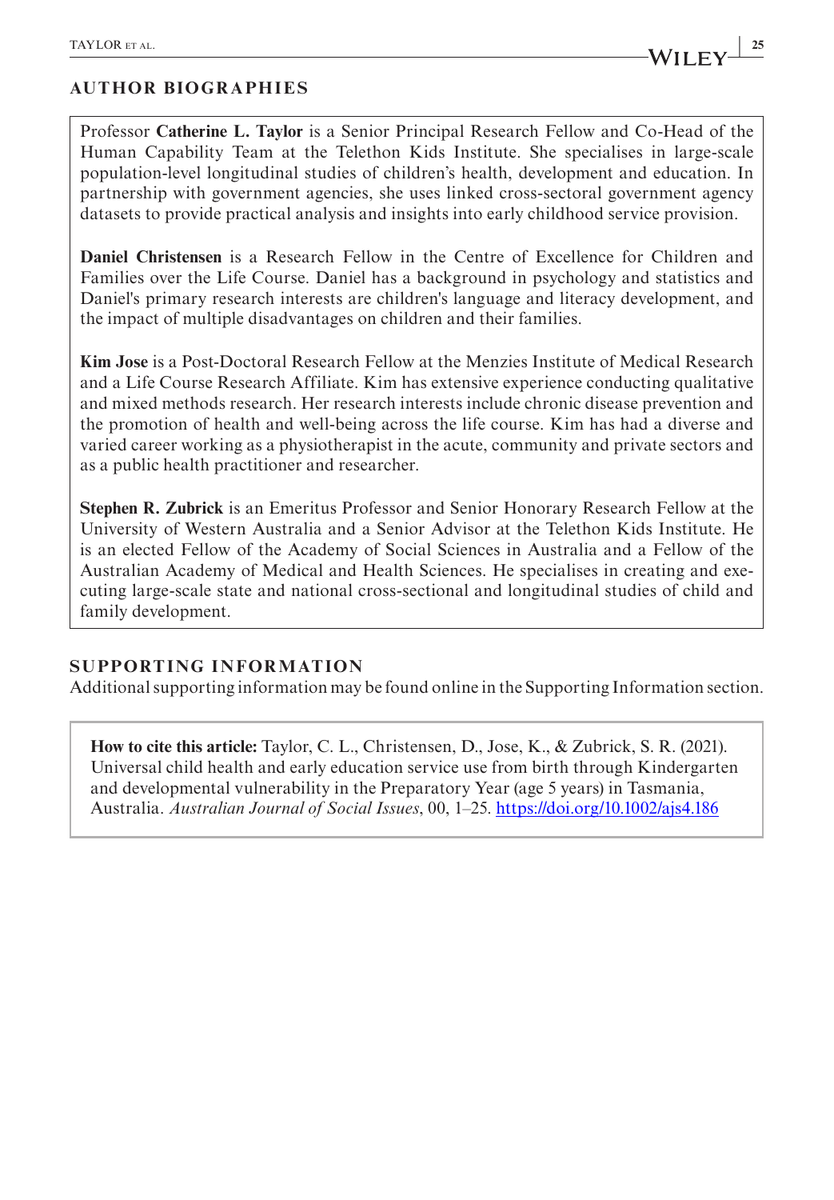## AUTHOR BIOGRAPHIES

Professor **Catherine L. Taylor** is a Senior Principal Research Fellow and Co-Head of the Human Capability Team at the Telethon Kids Institute. She specialises in large-scale population-level longitudinal studies of children's health, development and education. In partnership with government agencies, she uses linked cross-sectoral government agency datasets to provide practical analysis and insights into early childhood service provision.

**Daniel Christensen** is a Research Fellow in the Centre of Excellence for Children and Families over the Life Course. Daniel has a background in psychology and statistics and Daniel's primary research interests are children's language and literacy development, and the impact of multiple disadvantages on children and their families.

**Kim Jose** is a Post-Doctoral Research Fellow at the Menzies Institute of Medical Research and a Life Course Research Affiliate. Kim has extensive experience conducting qualitative and mixed methods research. Her research interests include chronic disease prevention and the promotion of health and well-being across the life course. Kim has had a diverse and varied career working as a physiotherapist in the acute, community and private sectors and as a public health practitioner and researcher.

**Stephen R. Zubrick** is an Emeritus Professor and Senior Honorary Research Fellow at the University of Western Australia and a Senior Advisor at the Telethon Kids Institute. He is an elected Fellow of the Academy of Social Sciences in Australia and a Fellow of the Australian Academy of Medical and Health Sciences. He specialises in creating and executing large-scale state and national cross-sectional and longitudinal studies of child and family development.

## SUPPORTING INFORMATION

Additional supporting information may be found online in the Supporting Information section.

**How to cite this article:** Taylor, C. L., Christensen, D., Jose, K., & Zubrick, S. R. (2021). Universal child health and early education service use from birth through Kindergarten and developmental vulnerability in the Preparatory Year (age 5 years) in Tasmania, Australia. *Australian Journal of Social Issues*, 00, 1–25. https://doi.org/10.1002/ajs4.186